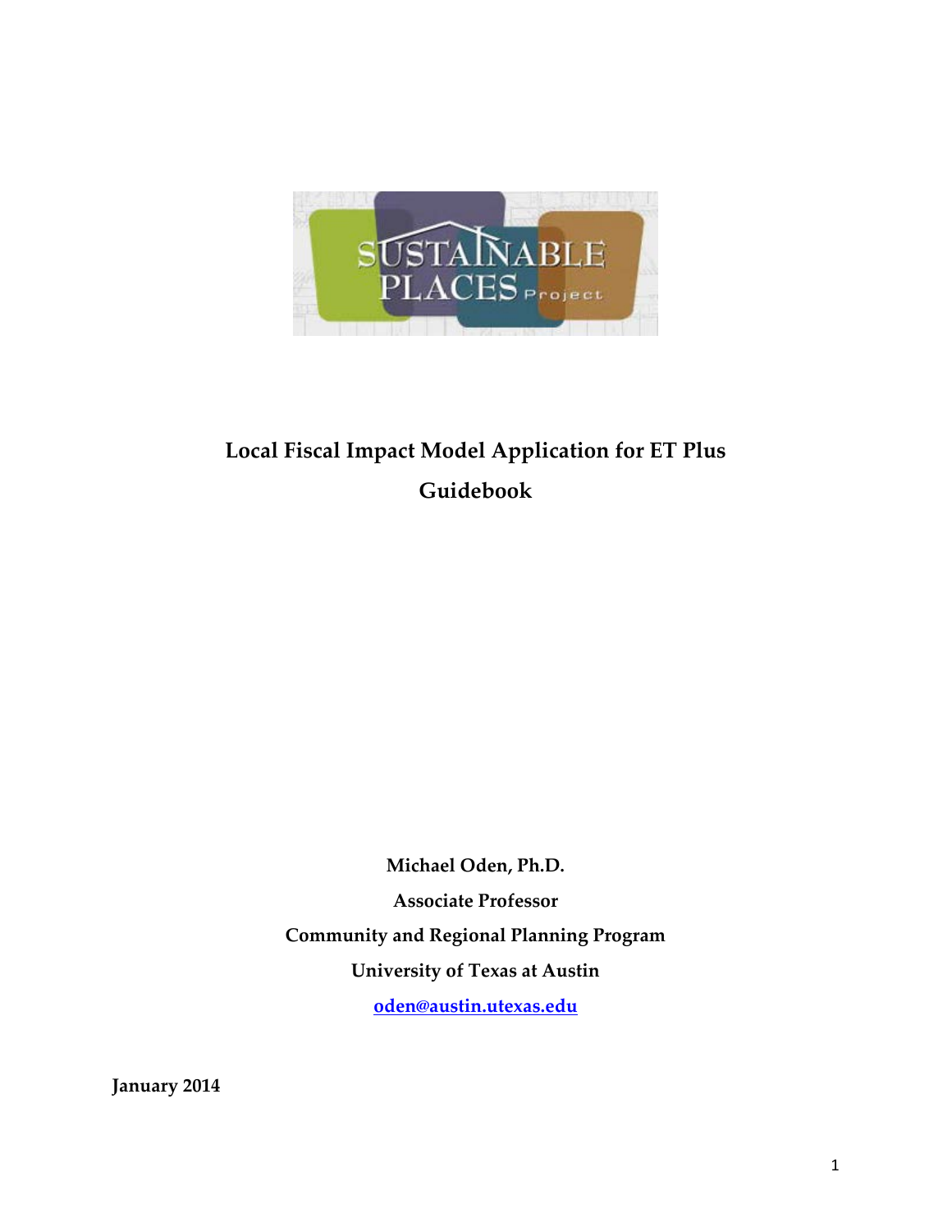# Local Fiscal Impact Model Application for ET Plus Guidebook

**Michael Oden, Ph.D.**

**Associate Professor**

**Community and Regional Planning Program**

**University of Texas at Austin**

**oden@austin.utexas.edu**

**January 2014**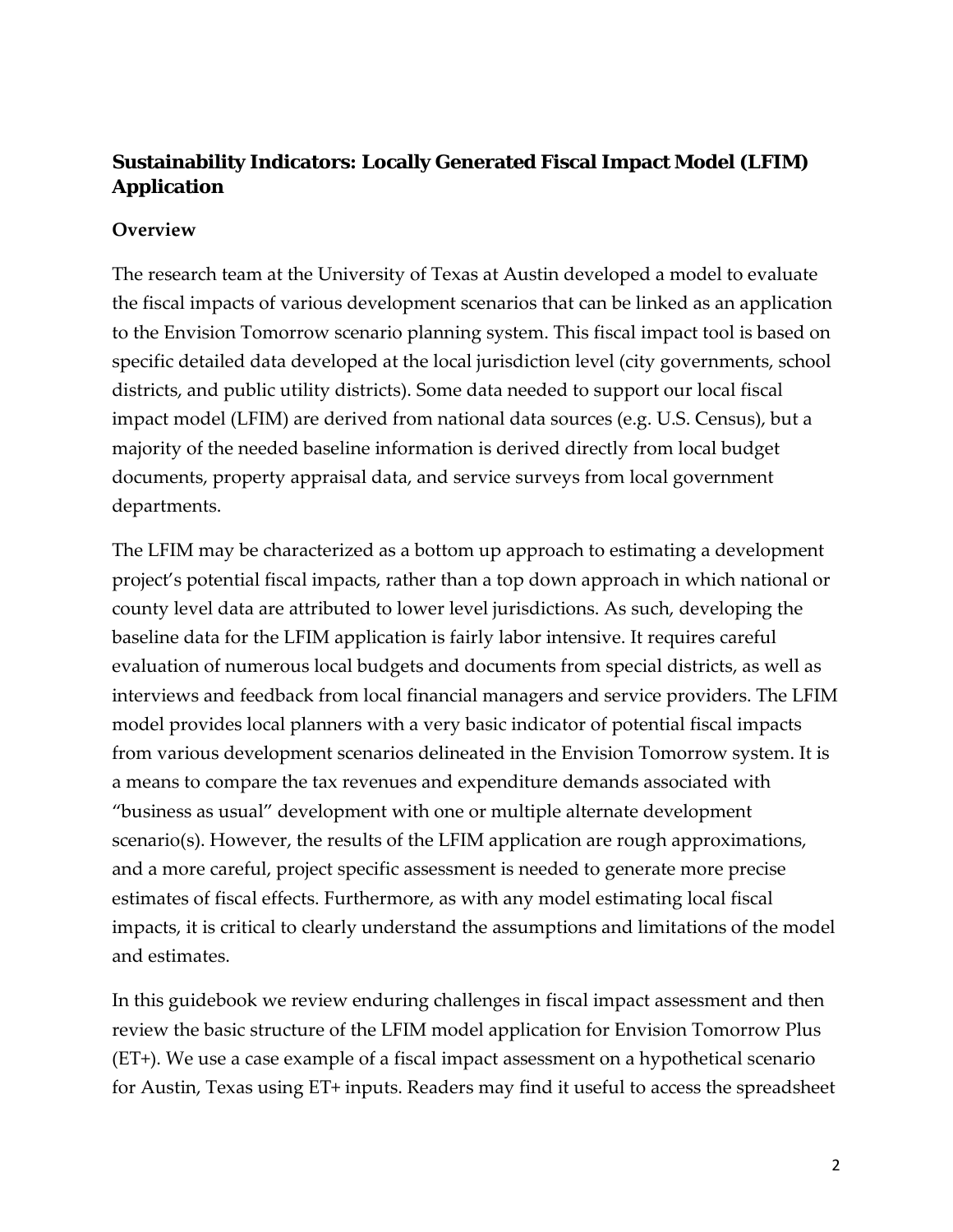## Sustainability Indicators: Locally Generated Fiscal Impact Model (LFIM) Application

### Overview

The research team at the University of Texas at Austin developed a model to evaluate the fiscal impacts of various development scenarios that can be linked as an application to the Envision Tomorrow scenario planning system. This fiscal impact tool is based on specific detailed data developed at the local jurisdiction level (city governments, school districts, and public utility districts). Some data needed to support our local fiscal impact model (LFIM) are derived from national data sources (e.g. U.S. Census), but a majority of the needed baseline information is derived directly from local budget documents, property appraisal data, and service surveys from local government departments.

The LFIM may be characterized as a bottom up approach to estimating a development project's potential fiscal impacts, rather than a top down approach in which national or county level data are attributed to lower level jurisdictions. As such, developing the baseline data for the LFIM application is fairly labor intensive. It requires careful evaluation of numerous local budgets and documents from special districts, as well as interviews and feedback from local financial managers and service providers. The LFIM model provides local planners with a very basic indicator of potential fiscal impacts from various development scenarios delineated in the Envision Tomorrow system. It is a means to compare the tax revenues and expenditure demands associated with "business as usual" development with one or multiple alternate development scenario(s). However, the results of the LFIM application are rough approximations, and a more careful, project specific assessment is needed to generate more precise estimates of fiscal effects. Furthermore, as with any model estimating local fiscal impacts, it is critical to clearly understand the assumptions and limitations of the model and estimates.

In this guidebook we review enduring challenges in fiscal impact assessment and then review the basic structure of the LFIM model application for Envision Tomorrow Plus (ET+). We use a case example of a fiscal impact assessment on a hypothetical scenario for Austin, Texas using ET+ inputs. Readers may find it useful to access the spreadsheet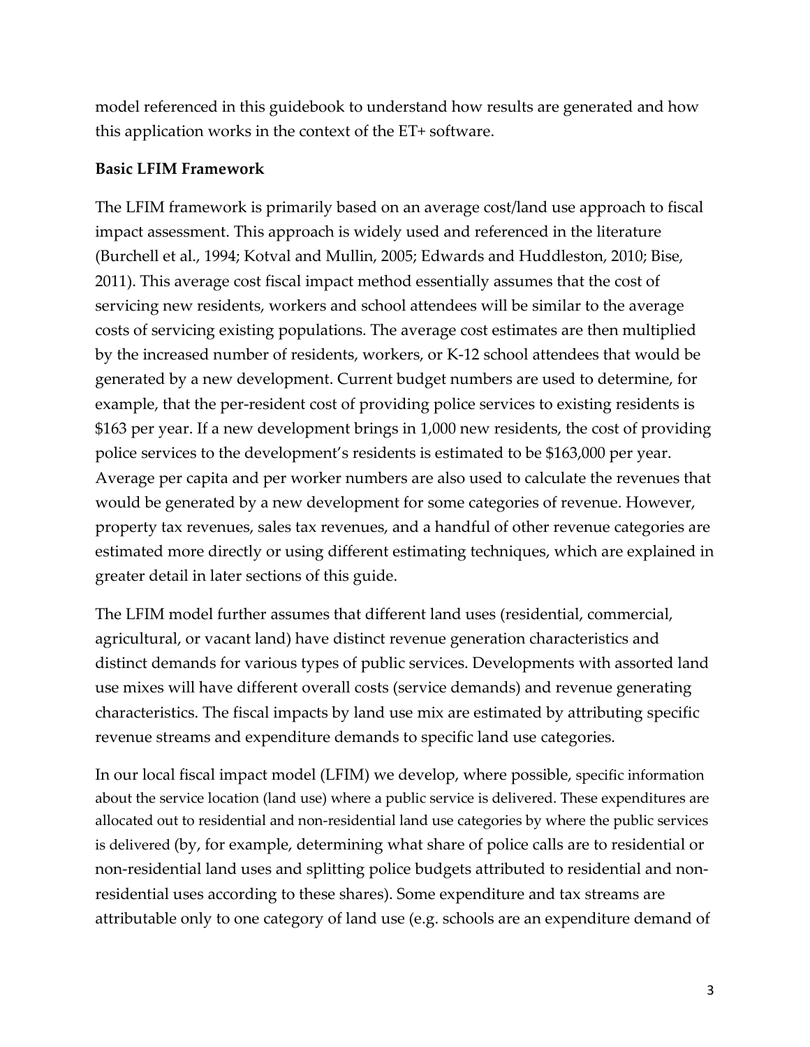model referenced in this guidebook to understand how results are generated and how this application works in the context of the ET+ software.

**Basic LFIM Framework**

The LFIM framework is primarily based on an average cost/land use approach to fiscal impact assessment. This approach is widely used and referenced in the literature (Burchell et al., 1994; Kotval and Mullin, 2005; Edwards and Huddleston, 2010; Bise, 2011). This average cost fiscal impact method essentially assumes that the cost of servicing new residents, workers and school attendees will be similar to the average costs of servicing existing populations. The average cost estimates are then multiplied by the increased number of residents, workers, or K-12 school attendees that would be generated by a new development. Current budget numbers are used to determine, for example, that the per-resident cost of providing police services to existing residents is $163 per year. If a new development brings in 1,000 new residents, the cost of providing police services to the development's residents is estimated to be $163,000 per year. Average per capita and per worker numbers are also used to calculate the revenues that would be generated by a new development for some categories of revenue. However, property tax revenues, sales tax revenues, and a handful of other revenue categories are estimated more directly or using different estimating techniques, which are explained in greater detail in later sections of this guide.

The LFIM model further assumes that different land uses (residential, commercial, agricultural, or vacant land) have distinct revenue generation characteristics and distinct demands for various types of public services. Developments with assorted land use mixes will have different overall costs (service demands) and revenue generating characteristics. The fiscal impacts by land use mix are estimated by attributing specific revenue streams and expenditure demands to specific land use categories.

In our local fiscal impact model (LFIM) we develop, where possible, specific information about the service location (land use) where a public service is delivered. These expenditures are allocated out to residential and non-residential land use categories by where the public services is delivered (by, for example, determining what share of police calls are to residential or non-residential land uses and splitting police budgets attributed to residential and non-residential uses according to these shares). Some expenditure and tax streams are attributable only to one category of land use (e.g. schools are an expenditure demand of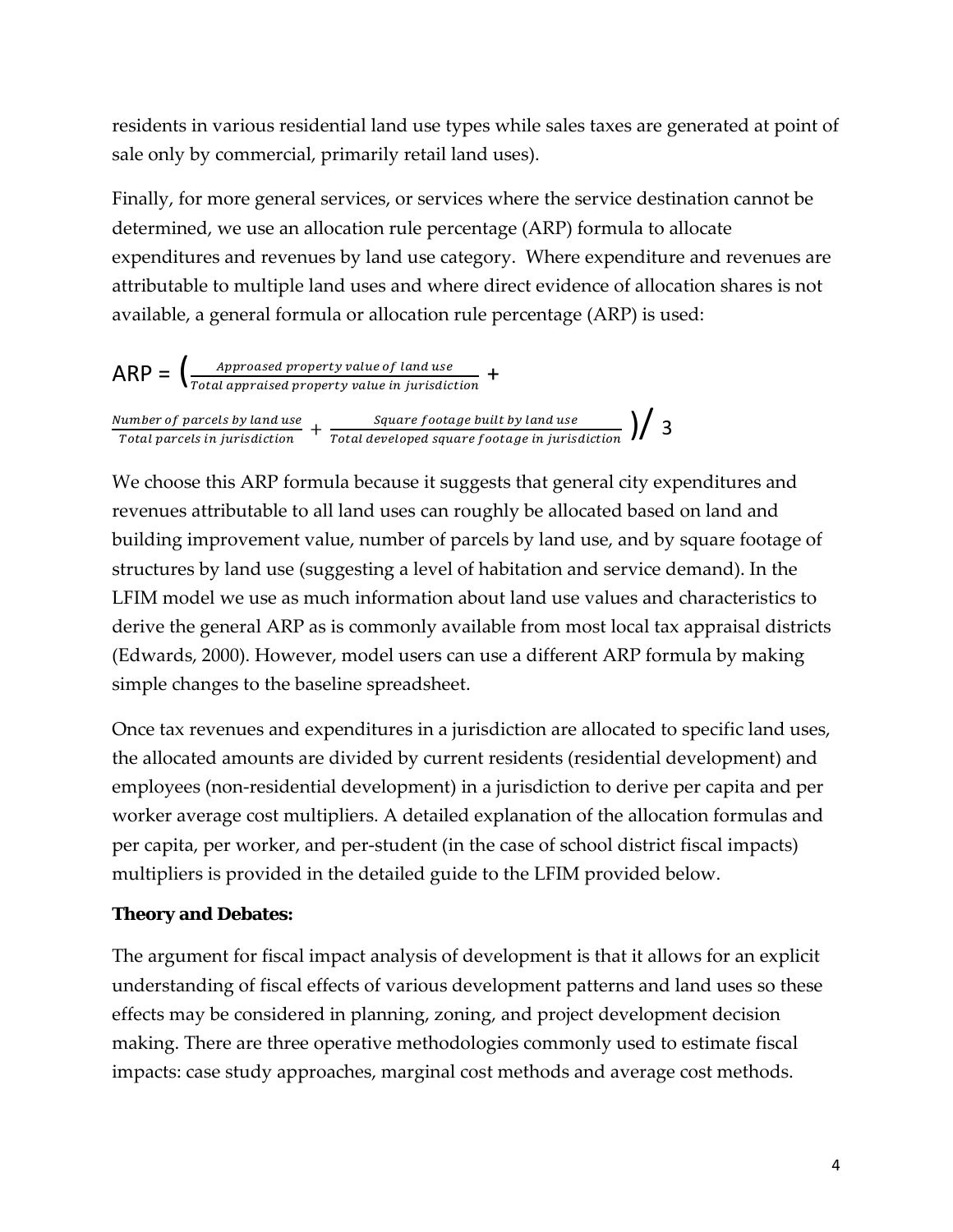residents in various residential land use types while sales taxes are generated at point of sale only by commercial, primarily retail land uses).

Finally, for more general services, or services where the service destination cannot be determined, we use an allocation rule percentage (ARP) formula to allocate expenditures and revenues by land use category. Where expenditure and revenues are attributable to multiple land uses and where direct evidence of allocation shares is not available, a general formula or allocation rule percentage (ARP) is used:

$$ARP = \left( \frac{Approased\ property\ value\ of\ land\ use}{Total\ appraised\ property\ value\ in\ jurisdiction} + \frac{Number\ of\ parcels\ by\ land\ use}{Total\ parcels\ in\ jurisdiction} + \frac{Square\ footage\ built\ by\ land\ use}{Total\ developed\ square\ footage\ in\ jurisdiction} \right) / 3$$

We choose this ARP formula because it suggests that general city expenditures and revenues attributable to all land uses can roughly be allocated based on land and building improvement value, number of parcels by land use, and by square footage of structures by land use (suggesting a level of habitation and service demand). In the LFIM model we use as much information about land use values and characteristics to derive the general ARP as is commonly available from most local tax appraisal districts (Edwards, 2000). However, model users can use a different ARP formula by making simple changes to the baseline spreadsheet.

Once tax revenues and expenditures in a jurisdiction are allocated to specific land uses, the allocated amounts are divided by current residents (residential development) and employees (non-residential development) in a jurisdiction to derive per capita and per worker average cost multipliers. A detailed explanation of the allocation formulas and per capita, per worker, and per-student (in the case of school district fiscal impacts) multipliers is provided in the detailed guide to the LFIM provided below.

**Theory and Debates:**

The argument for fiscal impact analysis of development is that it allows for an explicit understanding of fiscal effects of various development patterns and land uses so these effects may be considered in planning, zoning, and project development decision making. There are three operative methodologies commonly used to estimate fiscal impacts: case study approaches, marginal cost methods and average cost methods.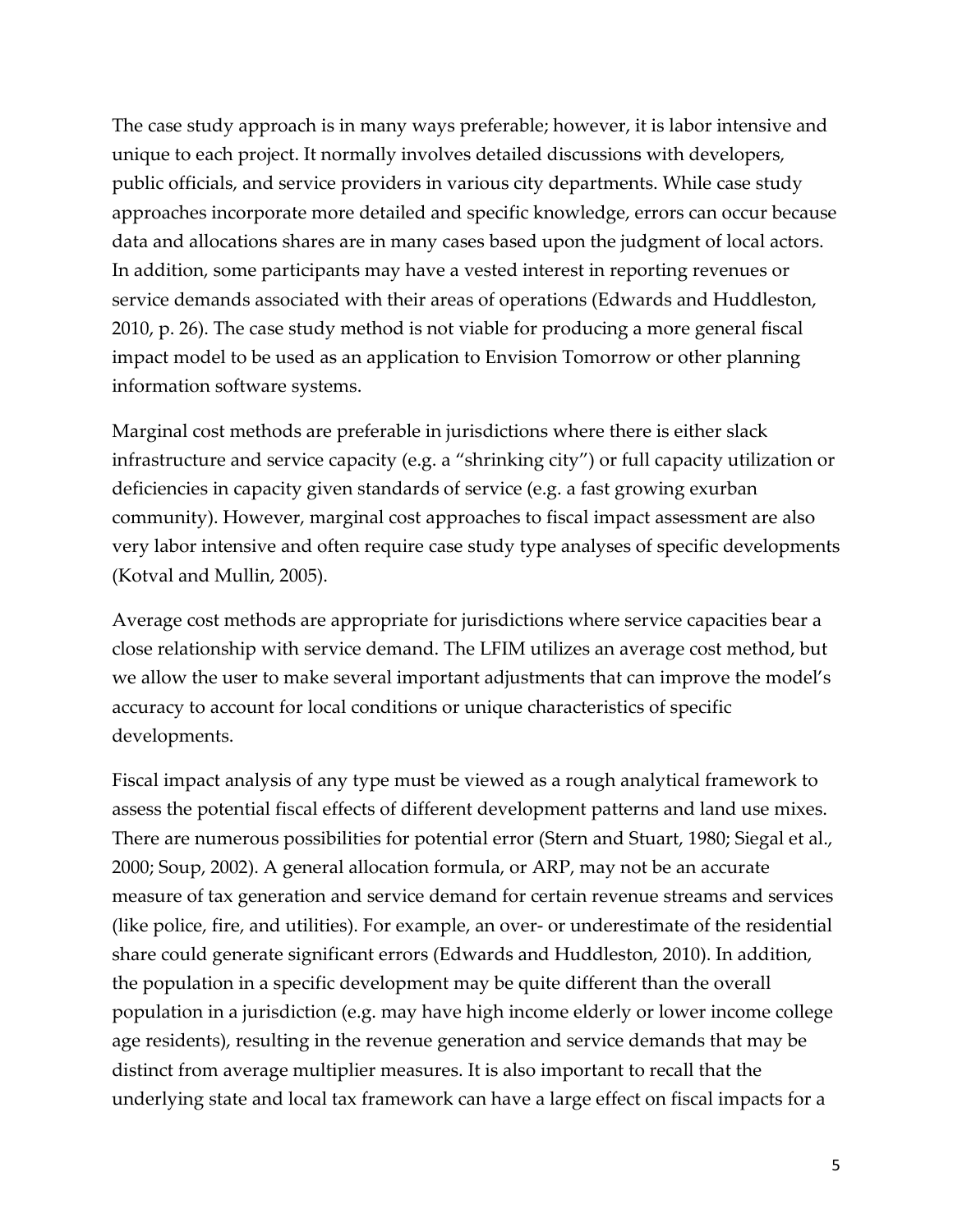The case study approach is in many ways preferable; however, it is labor intensive and unique to each project. It normally involves detailed discussions with developers, public officials, and service providers in various city departments. While case study approaches incorporate more detailed and specific knowledge, errors can occur because data and allocations shares are in many cases based upon the judgment of local actors. In addition, some participants may have a vested interest in reporting revenues or service demands associated with their areas of operations (Edwards and Huddleston, 2010, p. 26). The case study method is not viable for producing a more general fiscal impact model to be used as an application to Envision Tomorrow or other planning information software systems.

Marginal cost methods are preferable in jurisdictions where there is either slack infrastructure and service capacity (e.g. a "shrinking city") or full capacity utilization or deficiencies in capacity given standards of service (e.g. a fast growing exurban community). However, marginal cost approaches to fiscal impact assessment are also very labor intensive and often require case study type analyses of specific developments (Kotval and Mullin, 2005).

Average cost methods are appropriate for jurisdictions where service capacities bear a close relationship with service demand. The LFIM utilizes an average cost method, but we allow the user to make several important adjustments that can improve the model's accuracy to account for local conditions or unique characteristics of specific developments.

Fiscal impact analysis of any type must be viewed as a rough analytical framework to assess the potential fiscal effects of different development patterns and land use mixes. There are numerous possibilities for potential error (Stern and Stuart, 1980; Siegal et al., 2000; Soup, 2002). A general allocation formula, or ARP, may not be an accurate measure of tax generation and service demand for certain revenue streams and services (like police, fire, and utilities). For example, an over- or underestimate of the residential share could generate significant errors (Edwards and Huddleston, 2010). In addition, the population in a specific development may be quite different than the overall population in a jurisdiction (e.g. may have high income elderly or lower income college age residents), resulting in the revenue generation and service demands that may be distinct from average multiplier measures. It is also important to recall that the underlying state and local tax framework can have a large effect on fiscal impacts for a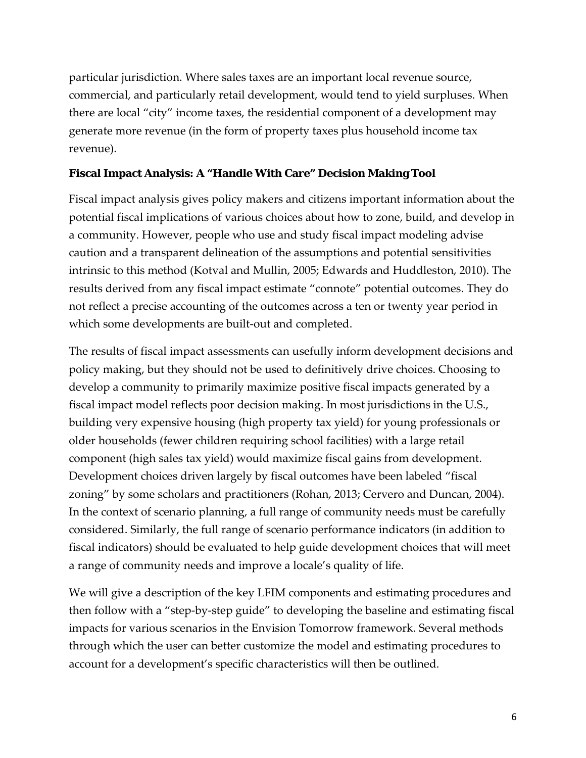particular jurisdiction. Where sales taxes are an important local revenue source, commercial, and particularly retail development, would tend to yield surpluses. When there are local "city" income taxes, the residential component of a development may generate more revenue (in the form of property taxes plus household income tax revenue).

**Fiscal Impact Analysis: A "Handle With Care" Decision Making Tool**

Fiscal impact analysis gives policy makers and citizens important information about the potential fiscal implications of various choices about how to zone, build, and develop in a community. However, people who use and study fiscal impact modeling advise caution and a transparent delineation of the assumptions and potential sensitivities intrinsic to this method (Kotval and Mullin, 2005; Edwards and Huddleston, 2010). The results derived from any fiscal impact estimate "connote" potential outcomes. They do not reflect a precise accounting of the outcomes across a ten or twenty year period in which some developments are built-out and completed.

The results of fiscal impact assessments can usefully inform development decisions and policy making, but they should not be used to definitively drive choices. Choosing to develop a community to primarily maximize positive fiscal impacts generated by a fiscal impact model reflects poor decision making. In most jurisdictions in the U.S., building very expensive housing (high property tax yield) for young professionals or older households (fewer children requiring school facilities) with a large retail component (high sales tax yield) would maximize fiscal gains from development. Development choices driven largely by fiscal outcomes have been labeled "fiscal zoning" by some scholars and practitioners (Rohan, 2013; Cervero and Duncan, 2004). In the context of scenario planning, a full range of community needs must be carefully considered. Similarly, the full range of scenario performance indicators (in addition to fiscal indicators) should be evaluated to help guide development choices that will meet a range of community needs and improve a locale's quality of life.

We will give a description of the key LFIM components and estimating procedures and then follow with a "step-by-step guide" to developing the baseline and estimating fiscal impacts for various scenarios in the Envision Tomorrow framework. Several methods through which the user can better customize the model and estimating procedures to account for a development's specific characteristics will then be outlined.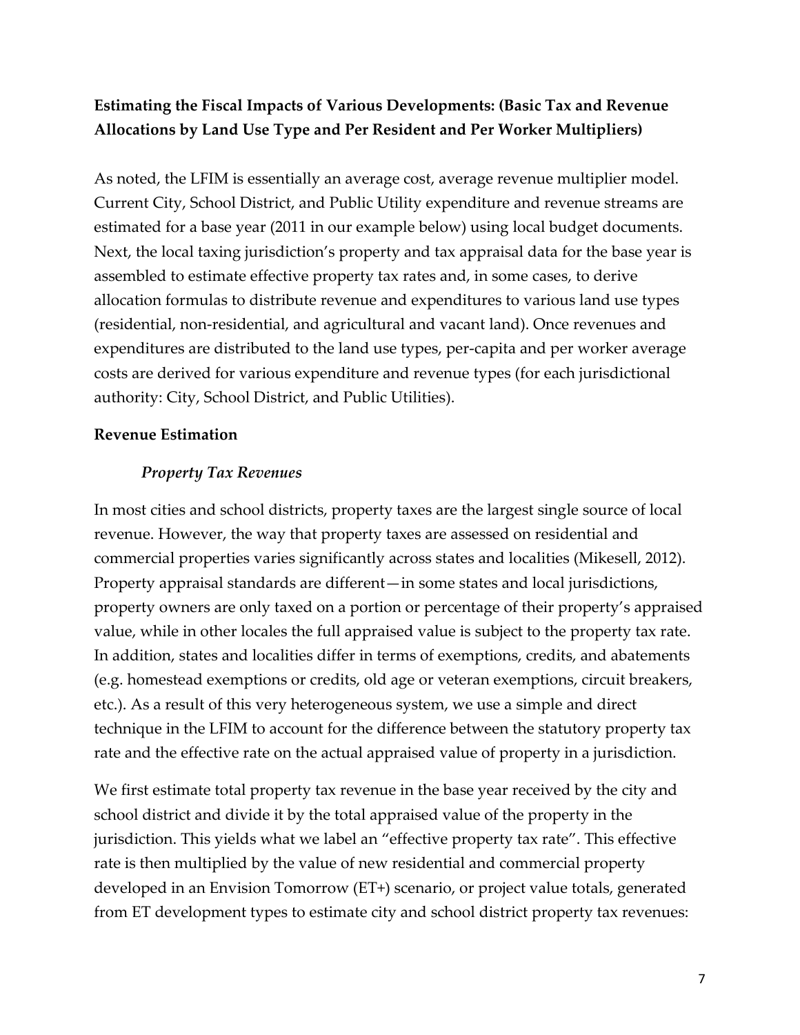**Estimating the Fiscal Impacts of Various Developments: (Basic Tax and Revenue Allocations by Land Use Type and Per Resident and Per Worker Multipliers)**

As noted, the LFIM is essentially an average cost, average revenue multiplier model. Current City, School District, and Public Utility expenditure and revenue streams are estimated for a base year (2011 in our example below) using local budget documents. Next, the local taxing jurisdiction's property and tax appraisal data for the base year is assembled to estimate effective property tax rates and, in some cases, to derive allocation formulas to distribute revenue and expenditures to various land use types (residential, non-residential, and agricultural and vacant land). Once revenues and expenditures are distributed to the land use types, per-capita and per worker average costs are derived for various expenditure and revenue types (for each jurisdictional authority: City, School District, and Public Utilities).

**Revenue Estimation**

***Property Tax Revenues***

In most cities and school districts, property taxes are the largest single source of local revenue. However, the way that property taxes are assessed on residential and commercial properties varies significantly across states and localities (Mikesell, 2012). Property appraisal standards are different—in some states and local jurisdictions, property owners are only taxed on a portion or percentage of their property's appraised value, while in other locales the full appraised value is subject to the property tax rate. In addition, states and localities differ in terms of exemptions, credits, and abatements (e.g. homestead exemptions or credits, old age or veteran exemptions, circuit breakers, etc.). As a result of this very heterogeneous system, we use a simple and direct technique in the LFIM to account for the difference between the statutory property tax rate and the effective rate on the actual appraised value of property in a jurisdiction.

We first estimate total property tax revenue in the base year received by the city and school district and divide it by the total appraised value of the property in the jurisdiction. This yields what we label an "effective property tax rate". This effective rate is then multiplied by the value of new residential and commercial property developed in an Envision Tomorrow (ET+) scenario, or project value totals, generated from ET development types to estimate city and school district property tax revenues: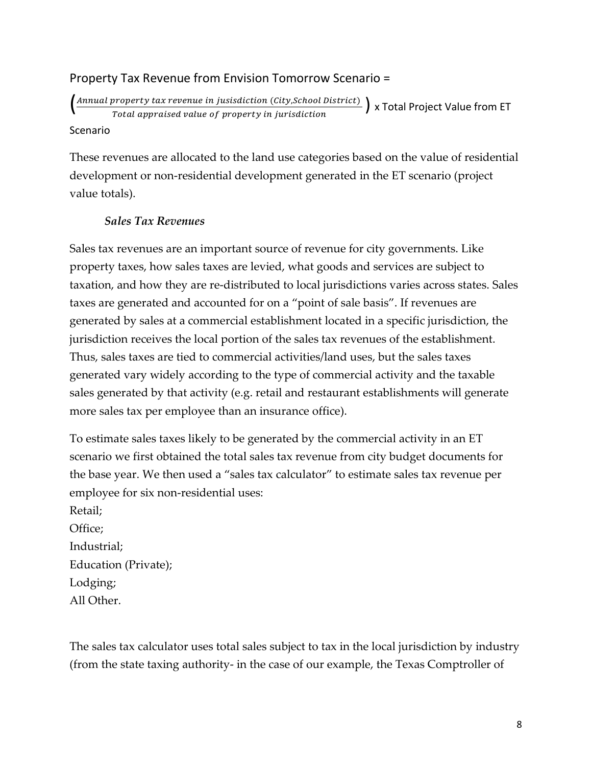Property Tax Revenue from Envision Tomorrow Scenario =

$$\left(\frac{Annual\ property\ tax\ revenue\ in\ jusisdiction\ (City, School\ District)}{Total\ appraised\ value\ of\ property\ in\ jurisdiction}\right) \text{ x Total Project Value from ET Scenario}$$

These revenues are allocated to the land use categories based on the value of residential development or non-residential development generated in the ET scenario (project value totals).

### *Sales Tax Revenues*

Sales tax revenues are an important source of revenue for city governments. Like property taxes, how sales taxes are levied, what goods and services are subject to taxation, and how they are re-distributed to local jurisdictions varies across states. Sales taxes are generated and accounted for on a "point of sale basis". If revenues are generated by sales at a commercial establishment located in a specific jurisdiction, the jurisdiction receives the local portion of the sales tax revenues of the establishment. Thus, sales taxes are tied to commercial activities/land uses, but the sales taxes generated vary widely according to the type of commercial activity and the taxable sales generated by that activity (e.g. retail and restaurant establishments will generate more sales tax per employee than an insurance office).

To estimate sales taxes likely to be generated by the commercial activity in an ET scenario we first obtained the total sales tax revenue from city budget documents for the base year. We then used a "sales tax calculator" to estimate sales tax revenue per employee for six non-residential uses:

Retail;
Office;
Industrial;
Education (Private);
Lodging;
All Other.

The sales tax calculator uses total sales subject to tax in the local jurisdiction by industry (from the state taxing authority- in the case of our example, the Texas Comptroller of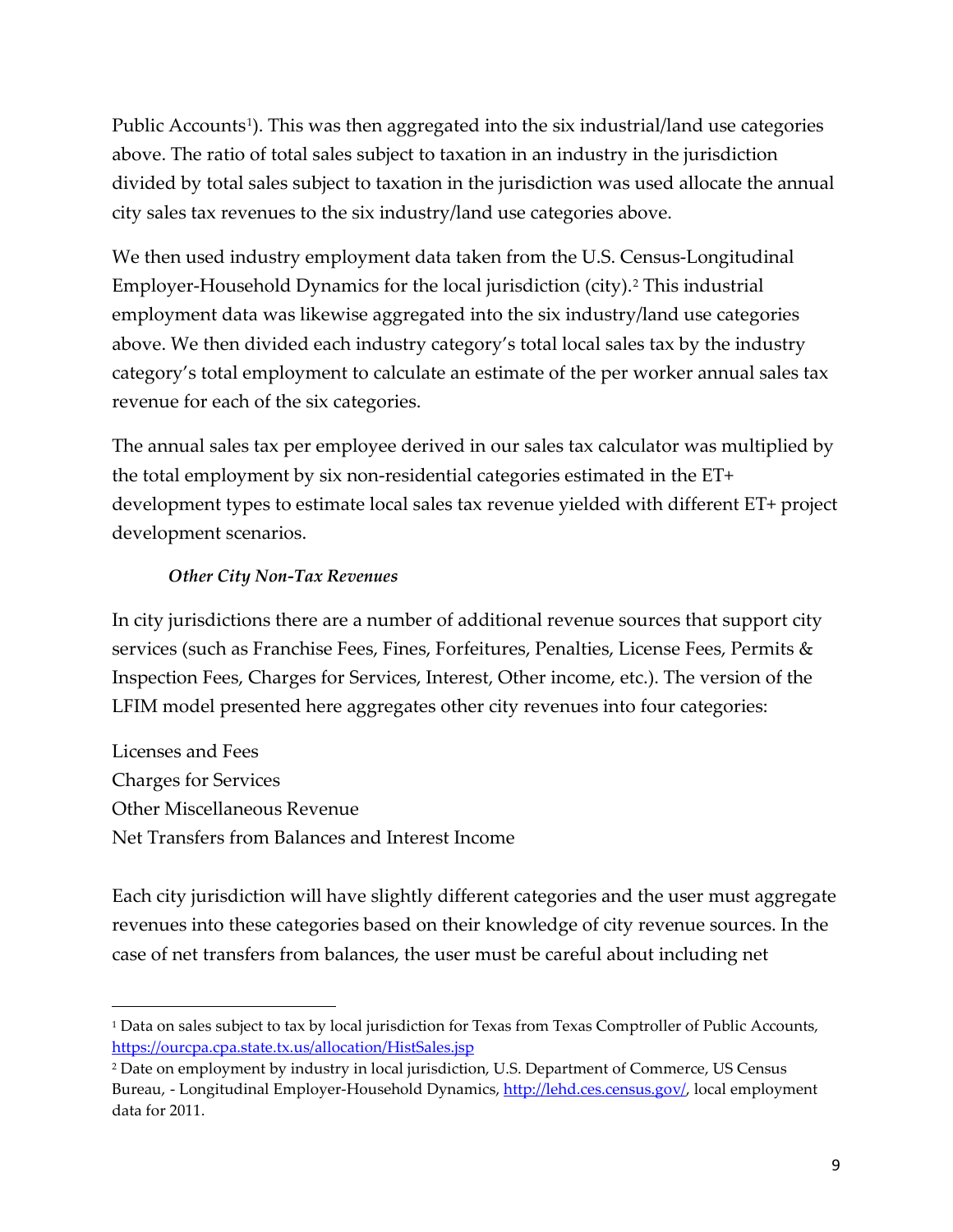Public Accounts[1]). This was then aggregated into the six industrial/land use categories above. The ratio of total sales subject to taxation in an industry in the jurisdiction divided by total sales subject to taxation in the jurisdiction was used allocate the annual city sales tax revenues to the six industry/land use categories above.

We then used industry employment data taken from the U.S. Census-Longitudinal Employer-Household Dynamics for the local jurisdiction (city).[2] This industrial employment data was likewise aggregated into the six industry/land use categories above. We then divided each industry category's total local sales tax by the industry category's total employment to calculate an estimate of the per worker annual sales tax revenue for each of the six categories.

The annual sales tax per employee derived in our sales tax calculator was multiplied by the total employment by six non-residential categories estimated in the ET+ development types to estimate local sales tax revenue yielded with different ET+ project development scenarios.

*Other City Non-Tax Revenues*

In city jurisdictions there are a number of additional revenue sources that support city services (such as Franchise Fees, Fines, Forfeitures, Penalties, License Fees, Permits & Inspection Fees, Charges for Services, Interest, Other income, etc.). The version of the LFIM model presented here aggregates other city revenues into four categories:

Licenses and Fees
Charges for Services
Other Miscellaneous Revenue
Net Transfers from Balances and Interest Income

Each city jurisdiction will have slightly different categories and the user must aggregate revenues into these categories based on their knowledge of city revenue sources. In the case of net transfers from balances, the user must be careful about including net

---

[1] Data on sales subject to tax by local jurisdiction for Texas from Texas Comptroller of Public Accounts, https://ourcpa.cpa.state.tx.us/allocation/HistSales.jsp

[2] Date on employment by industry in local jurisdiction, U.S. Department of Commerce, US Census Bureau, - Longitudinal Employer-Household Dynamics, http://lehd.ces.census.gov/, local employment data for 2011.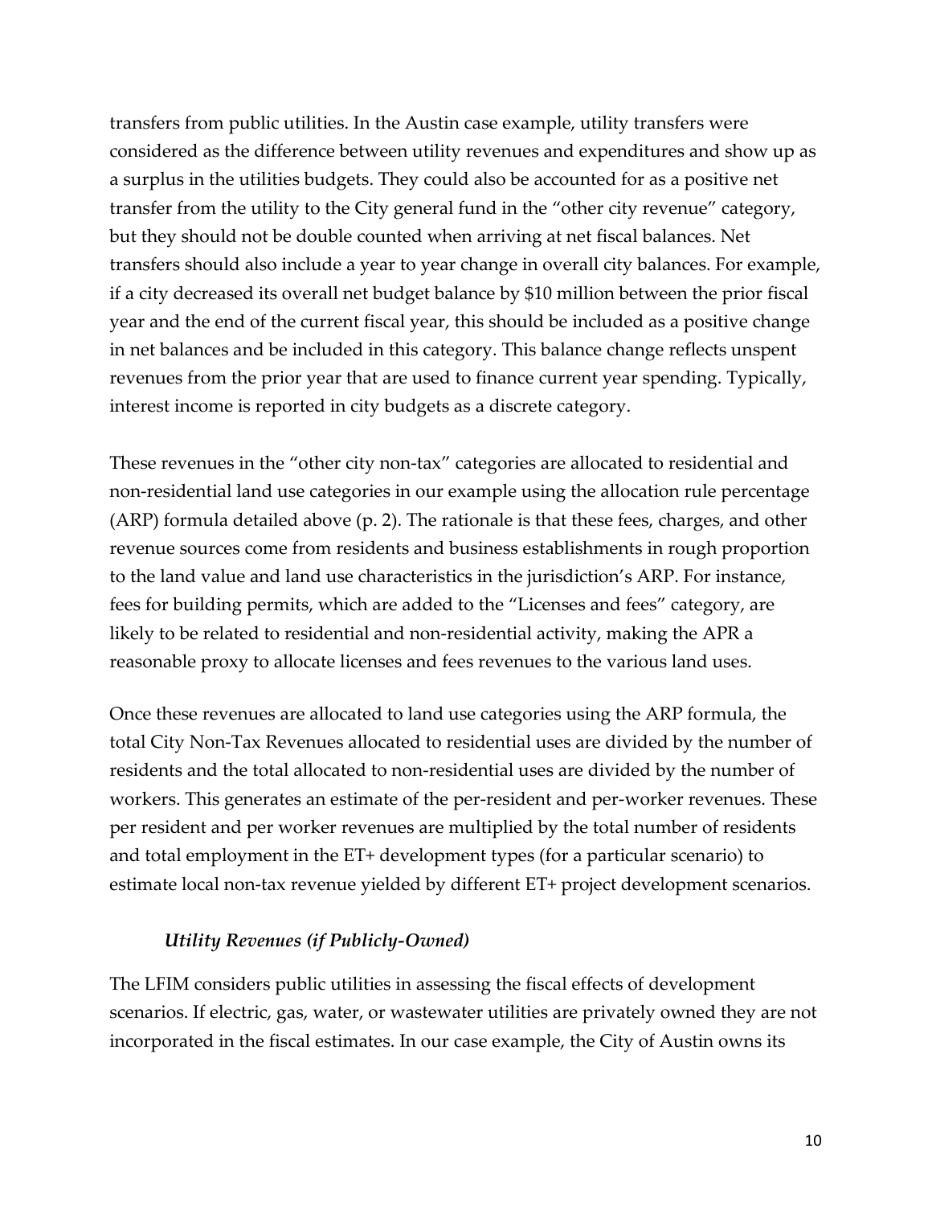transfers from public utilities. In the Austin case example, utility transfers were considered as the difference between utility revenues and expenditures and show up as a surplus in the utilities budgets. They could also be accounted for as a positive net transfer from the utility to the City general fund in the "other city revenue" category, but they should not be double counted when arriving at net fiscal balances. Net transfers should also include a year to year change in overall city balances. For example, if a city decreased its overall net budget balance by $10 million between the prior fiscal year and the end of the current fiscal year, this should be included as a positive change in net balances and be included in this category. This balance change reflects unspent revenues from the prior year that are used to finance current year spending. Typically, interest income is reported in city budgets as a discrete category.

These revenues in the "other city non-tax" categories are allocated to residential and non-residential land use categories in our example using the allocation rule percentage (ARP) formula detailed above (p. 2). The rationale is that these fees, charges, and other revenue sources come from residents and business establishments in rough proportion to the land value and land use characteristics in the jurisdiction's ARP. For instance, fees for building permits, which are added to the "Licenses and fees" category, are likely to be related to residential and non-residential activity, making the APR a reasonable proxy to allocate licenses and fees revenues to the various land uses.

Once these revenues are allocated to land use categories using the ARP formula, the total City Non-Tax Revenues allocated to residential uses are divided by the number of residents and the total allocated to non-residential uses are divided by the number of workers. This generates an estimate of the per-resident and per-worker revenues. These per resident and per worker revenues are multiplied by the total number of residents and total employment in the ET+ development types (for a particular scenario) to estimate local non-tax revenue yielded by different ET+ project development scenarios.

### *Utility Revenues (if Publicly-Owned)*

The LFIM considers public utilities in assessing the fiscal effects of development scenarios. If electric, gas, water, or wastewater utilities are privately owned they are not incorporated in the fiscal estimates. In our case example, the City of Austin owns its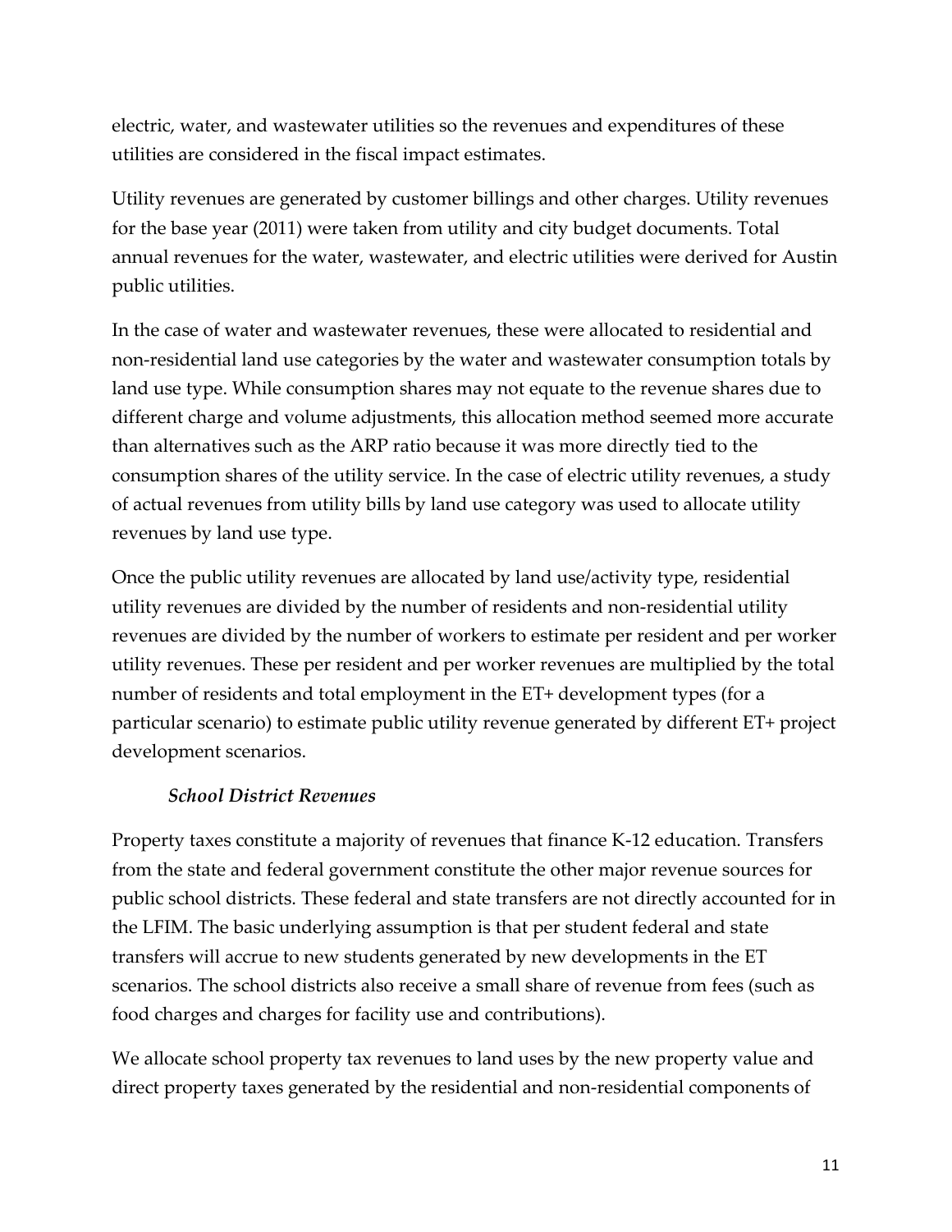electric, water, and wastewater utilities so the revenues and expenditures of these utilities are considered in the fiscal impact estimates.

Utility revenues are generated by customer billings and other charges. Utility revenues for the base year (2011) were taken from utility and city budget documents. Total annual revenues for the water, wastewater, and electric utilities were derived for Austin public utilities.

In the case of water and wastewater revenues, these were allocated to residential and non-residential land use categories by the water and wastewater consumption totals by land use type. While consumption shares may not equate to the revenue shares due to different charge and volume adjustments, this allocation method seemed more accurate than alternatives such as the ARP ratio because it was more directly tied to the consumption shares of the utility service. In the case of electric utility revenues, a study of actual revenues from utility bills by land use category was used to allocate utility revenues by land use type.

Once the public utility revenues are allocated by land use/activity type, residential utility revenues are divided by the number of residents and non-residential utility revenues are divided by the number of workers to estimate per resident and per worker utility revenues. These per resident and per worker revenues are multiplied by the total number of residents and total employment in the ET+ development types (for a particular scenario) to estimate public utility revenue generated by different ET+ project development scenarios.

#### *School District Revenues*

Property taxes constitute a majority of revenues that finance K-12 education. Transfers from the state and federal government constitute the other major revenue sources for public school districts. These federal and state transfers are not directly accounted for in the LFIM. The basic underlying assumption is that per student federal and state transfers will accrue to new students generated by new developments in the ET scenarios. The school districts also receive a small share of revenue from fees (such as food charges and charges for facility use and contributions).

We allocate school property tax revenues to land uses by the new property value and direct property taxes generated by the residential and non-residential components of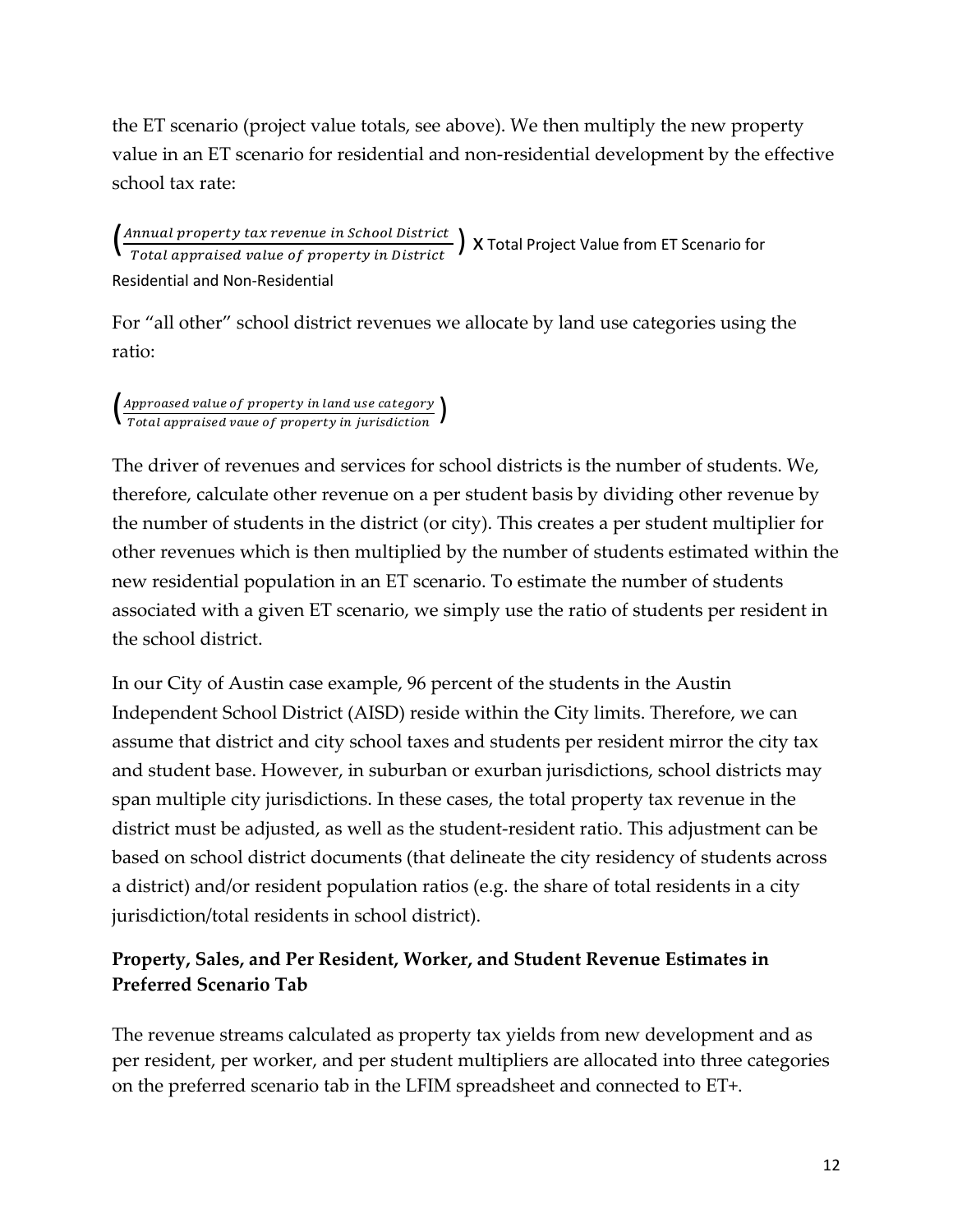the ET scenario (project value totals, see above). We then multiply the new property value in an ET scenario for residential and non-residential development by the effective school tax rate:

$$\left(\frac{Annual\ property\ tax\ revenue\ in\ School\ District}{Total\ appraised\ value\ of\ property\ in\ District}\right) \text{ X Total Project Value from ET Scenario for Residential and Non-Residential}$$

For "all other" school district revenues we allocate by land use categories using the ratio:

$$\left(\frac{Approased\ value\ of\ property\ in\ land\ use\ category}{Total\ appraised\ vaue\ of\ property\ in\ jurisdiction}\right)$$

The driver of revenues and services for school districts is the number of students. We, therefore, calculate other revenue on a per student basis by dividing other revenue by the number of students in the district (or city). This creates a per student multiplier for other revenues which is then multiplied by the number of students estimated within the new residential population in an ET scenario. To estimate the number of students associated with a given ET scenario, we simply use the ratio of students per resident in the school district.

In our City of Austin case example, 96 percent of the students in the Austin Independent School District (AISD) reside within the City limits. Therefore, we can assume that district and city school taxes and students per resident mirror the city tax and student base. However, in suburban or exurban jurisdictions, school districts may span multiple city jurisdictions. In these cases, the total property tax revenue in the district must be adjusted, as well as the student-resident ratio. This adjustment can be based on school district documents (that delineate the city residency of students across a district) and/or resident population ratios (e.g. the share of total residents in a city jurisdiction/total residents in school district).

### Property, Sales, and Per Resident, Worker, and Student Revenue Estimates in Preferred Scenario Tab

The revenue streams calculated as property tax yields from new development and as per resident, per worker, and per student multipliers are allocated into three categories on the preferred scenario tab in the LFIM spreadsheet and connected to ET+.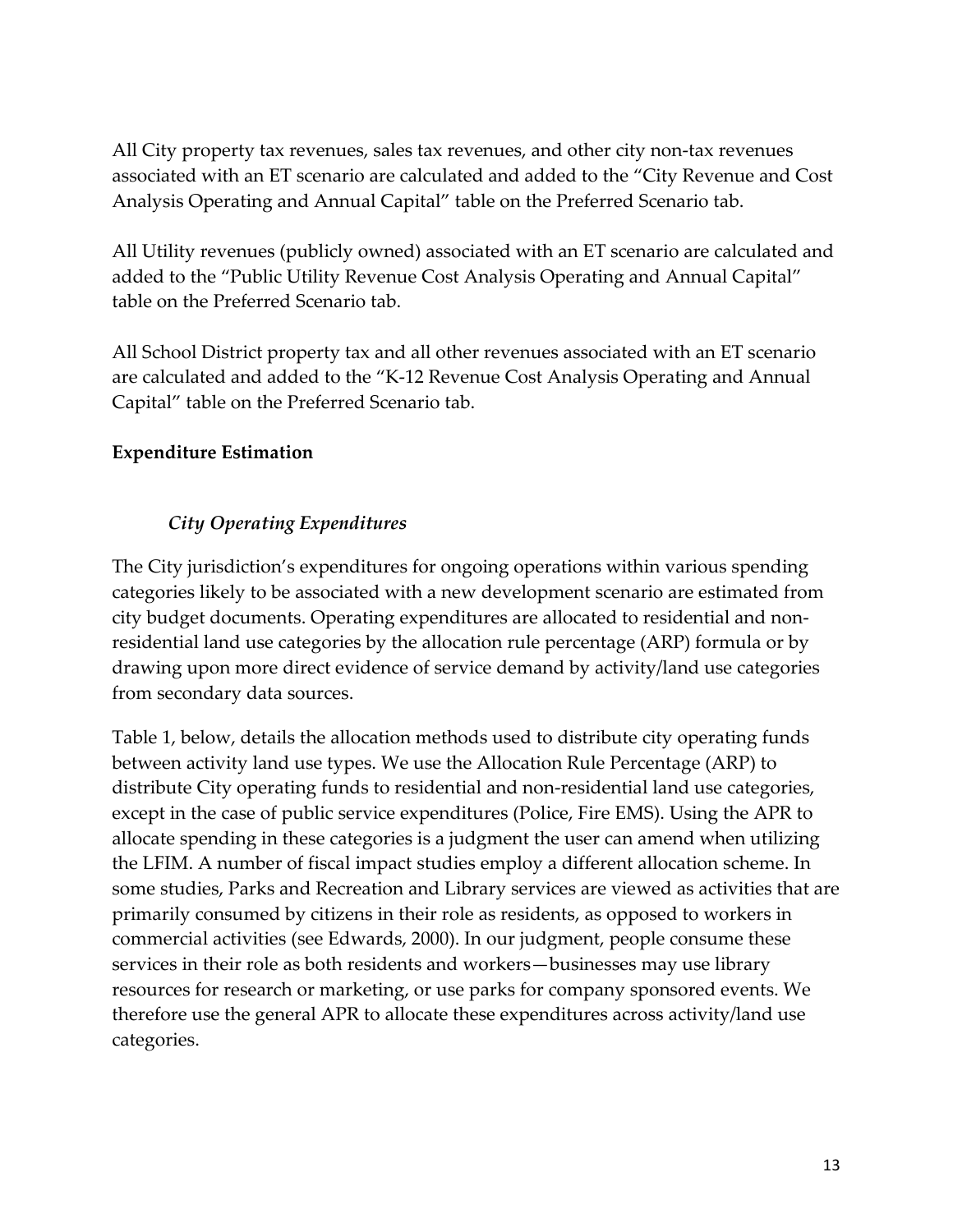All City property tax revenues, sales tax revenues, and other city non-tax revenues associated with an ET scenario are calculated and added to the "City Revenue and Cost Analysis Operating and Annual Capital" table on the Preferred Scenario tab.

All Utility revenues (publicly owned) associated with an ET scenario are calculated and added to the "Public Utility Revenue Cost Analysis Operating and Annual Capital" table on the Preferred Scenario tab.

All School District property tax and all other revenues associated with an ET scenario are calculated and added to the "K-12 Revenue Cost Analysis Operating and Annual Capital" table on the Preferred Scenario tab.

**Expenditure Estimation**

***City Operating Expenditures***

The City jurisdiction's expenditures for ongoing operations within various spending categories likely to be associated with a new development scenario are estimated from city budget documents. Operating expenditures are allocated to residential and non-residential land use categories by the allocation rule percentage (ARP) formula or by drawing upon more direct evidence of service demand by activity/land use categories from secondary data sources.

Table 1, below, details the allocation methods used to distribute city operating funds between activity land use types. We use the Allocation Rule Percentage (ARP) to distribute City operating funds to residential and non-residential land use categories, except in the case of public service expenditures (Police, Fire EMS). Using the APR to allocate spending in these categories is a judgment the user can amend when utilizing the LFIM. A number of fiscal impact studies employ a different allocation scheme. In some studies, Parks and Recreation and Library services are viewed as activities that are primarily consumed by citizens in their role as residents, as opposed to workers in commercial activities (see Edwards, 2000). In our judgment, people consume these services in their role as both residents and workers—businesses may use library resources for research or marketing, or use parks for company sponsored events. We therefore use the general APR to allocate these expenditures across activity/land use categories.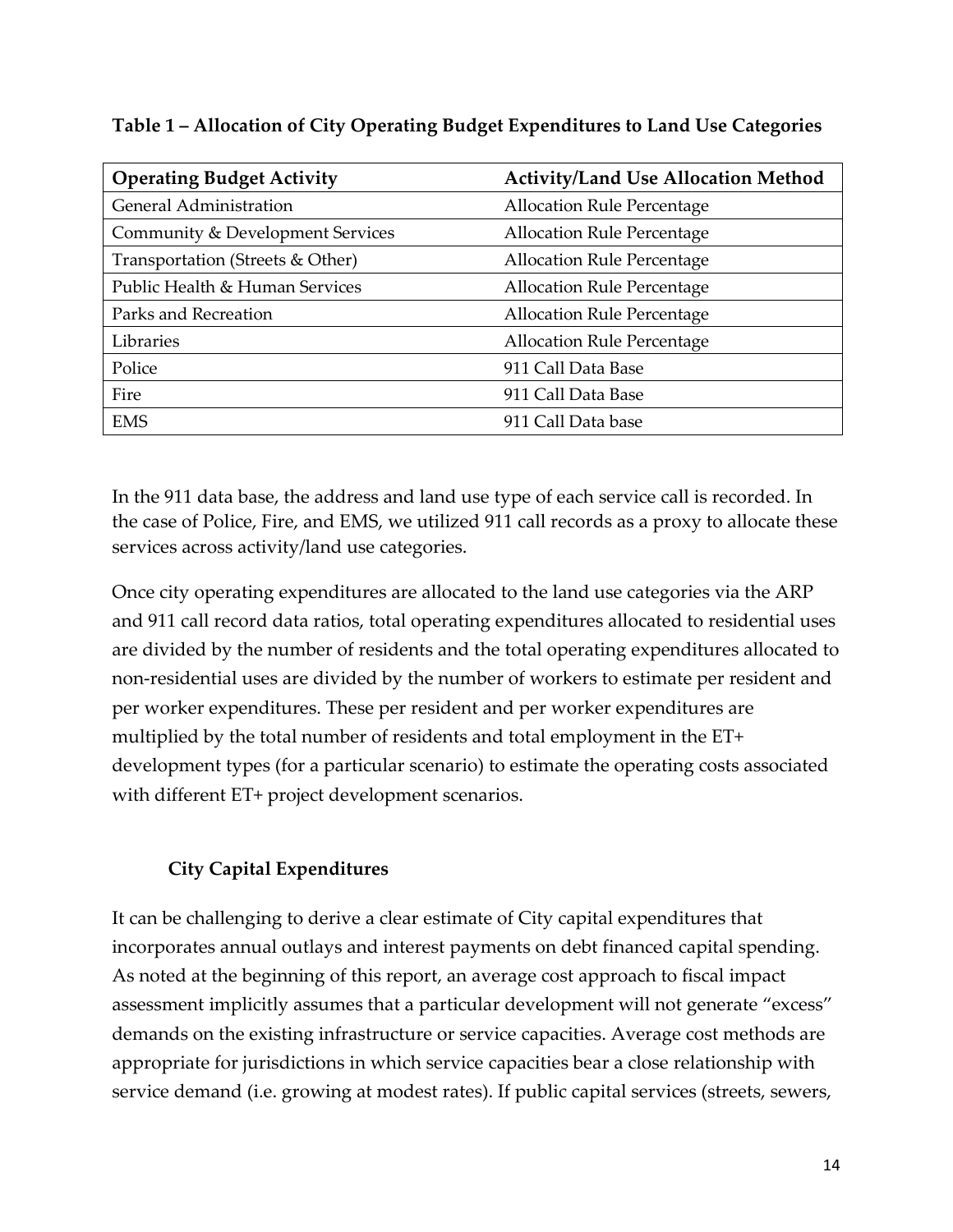**Table 1 – Allocation of City Operating Budget Expenditures to Land Use Categories**

| Operating Budget Activity | Activity/Land Use Allocation Method |
|---|---|
| General Administration | Allocation Rule Percentage |
| Community & Development Services | Allocation Rule Percentage |
| Transportation (Streets & Other) | Allocation Rule Percentage |
| Public Health & Human Services | Allocation Rule Percentage |
| Parks and Recreation | Allocation Rule Percentage |
| Libraries | Allocation Rule Percentage |
| Police | 911 Call Data Base |
| Fire | 911 Call Data Base |
| EMS | 911 Call Data base |

In the 911 data base, the address and land use type of each service call is recorded. In the case of Police, Fire, and EMS, we utilized 911 call records as a proxy to allocate these services across activity/land use categories.

Once city operating expenditures are allocated to the land use categories via the ARP and 911 call record data ratios, total operating expenditures allocated to residential uses are divided by the number of residents and the total operating expenditures allocated to non-residential uses are divided by the number of workers to estimate per resident and per worker expenditures. These per resident and per worker expenditures are multiplied by the total number of residents and total employment in the ET+ development types (for a particular scenario) to estimate the operating costs associated with different ET+ project development scenarios.

### City Capital Expenditures

It can be challenging to derive a clear estimate of City capital expenditures that incorporates annual outlays and interest payments on debt financed capital spending. As noted at the beginning of this report, an average cost approach to fiscal impact assessment implicitly assumes that a particular development will not generate "excess" demands on the existing infrastructure or service capacities. Average cost methods are appropriate for jurisdictions in which service capacities bear a close relationship with service demand (i.e. growing at modest rates). If public capital services (streets, sewers,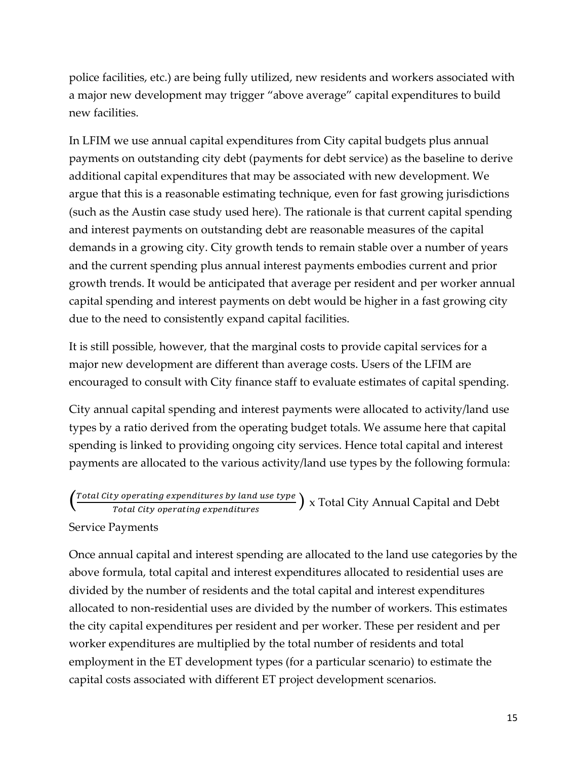police facilities, etc.) are being fully utilized, new residents and workers associated with a major new development may trigger "above average" capital expenditures to build new facilities.

In LFIM we use annual capital expenditures from City capital budgets plus annual payments on outstanding city debt (payments for debt service) as the baseline to derive additional capital expenditures that may be associated with new development. We argue that this is a reasonable estimating technique, even for fast growing jurisdictions (such as the Austin case study used here). The rationale is that current capital spending and interest payments on outstanding debt are reasonable measures of the capital demands in a growing city. City growth tends to remain stable over a number of years and the current spending plus annual interest payments embodies current and prior growth trends. It would be anticipated that average per resident and per worker annual capital spending and interest payments on debt would be higher in a fast growing city due to the need to consistently expand capital facilities.

It is still possible, however, that the marginal costs to provide capital services for a major new development are different than average costs. Users of the LFIM are encouraged to consult with City finance staff to evaluate estimates of capital spending.

City annual capital spending and interest payments were allocated to activity/land use types by a ratio derived from the operating budget totals. We assume here that capital spending is linked to providing ongoing city services. Hence total capital and interest payments are allocated to the various activity/land use types by the following formula:

$$\left(\frac{Total\ City\ operating\ expenditures\ by\ land\ use\ type}{Total\ City\ operating\ expenditures}\right) \text{ x Total City Annual Capital and Debt Service Payments}$$

Once annual capital and interest spending are allocated to the land use categories by the above formula, total capital and interest expenditures allocated to residential uses are divided by the number of residents and the total capital and interest expenditures allocated to non-residential uses are divided by the number of workers. This estimates the city capital expenditures per resident and per worker. These per resident and per worker expenditures are multiplied by the total number of residents and total employment in the ET development types (for a particular scenario) to estimate the capital costs associated with different ET project development scenarios.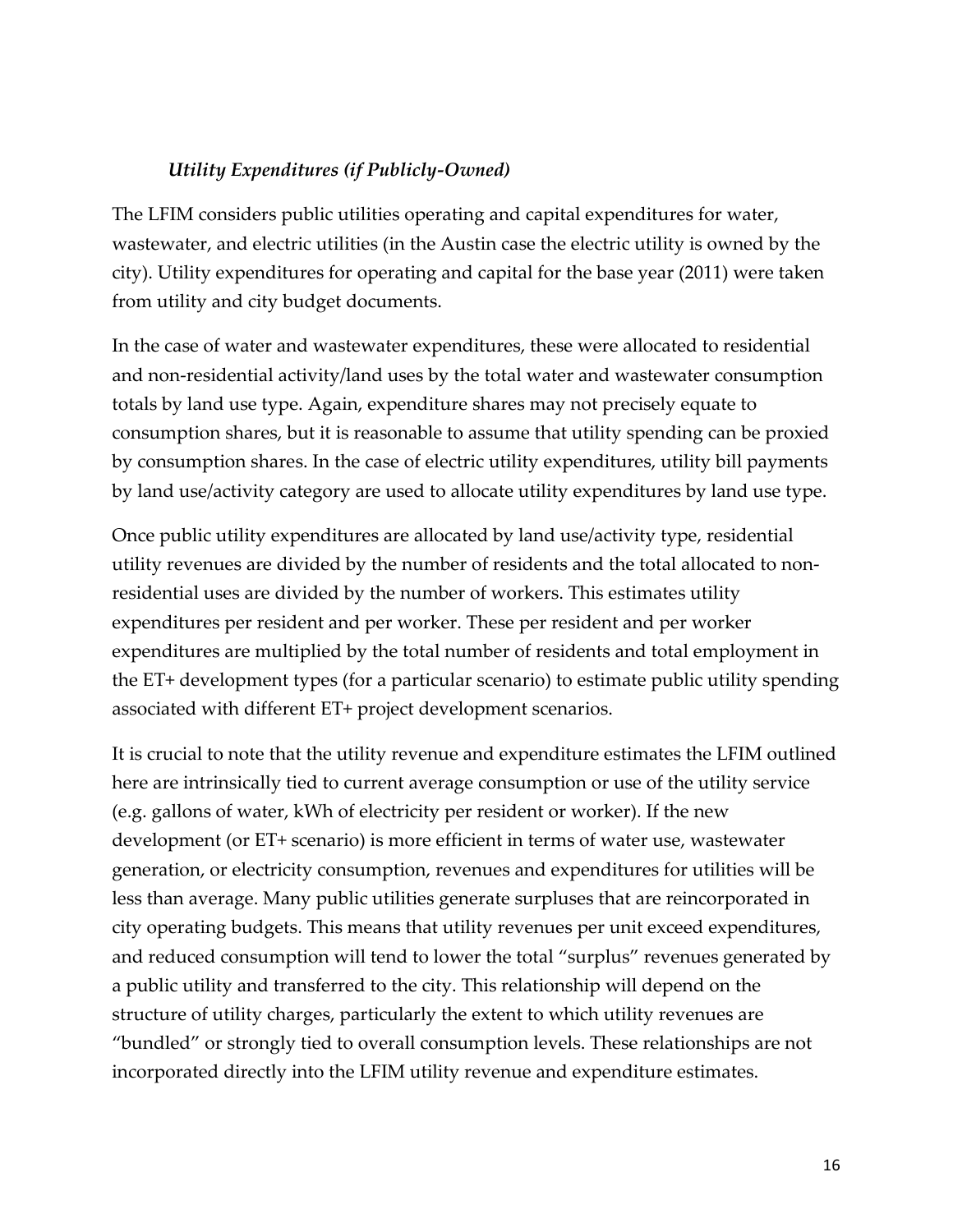### *Utility Expenditures (if Publicly-Owned)*

The LFIM considers public utilities operating and capital expenditures for water, wastewater, and electric utilities (in the Austin case the electric utility is owned by the city). Utility expenditures for operating and capital for the base year (2011) were taken from utility and city budget documents.

In the case of water and wastewater expenditures, these were allocated to residential and non-residential activity/land uses by the total water and wastewater consumption totals by land use type. Again, expenditure shares may not precisely equate to consumption shares, but it is reasonable to assume that utility spending can be proxied by consumption shares. In the case of electric utility expenditures, utility bill payments by land use/activity category are used to allocate utility expenditures by land use type.

Once public utility expenditures are allocated by land use/activity type, residential utility revenues are divided by the number of residents and the total allocated to non-residential uses are divided by the number of workers. This estimates utility expenditures per resident and per worker. These per resident and per worker expenditures are multiplied by the total number of residents and total employment in the ET+ development types (for a particular scenario) to estimate public utility spending associated with different ET+ project development scenarios.

It is crucial to note that the utility revenue and expenditure estimates the LFIM outlined here are intrinsically tied to current average consumption or use of the utility service (e.g. gallons of water, kWh of electricity per resident or worker). If the new development (or ET+ scenario) is more efficient in terms of water use, wastewater generation, or electricity consumption, revenues and expenditures for utilities will be less than average. Many public utilities generate surpluses that are reincorporated in city operating budgets. This means that utility revenues per unit exceed expenditures, and reduced consumption will tend to lower the total "surplus" revenues generated by a public utility and transferred to the city. This relationship will depend on the structure of utility charges, particularly the extent to which utility revenues are "bundled" or strongly tied to overall consumption levels. These relationships are not incorporated directly into the LFIM utility revenue and expenditure estimates.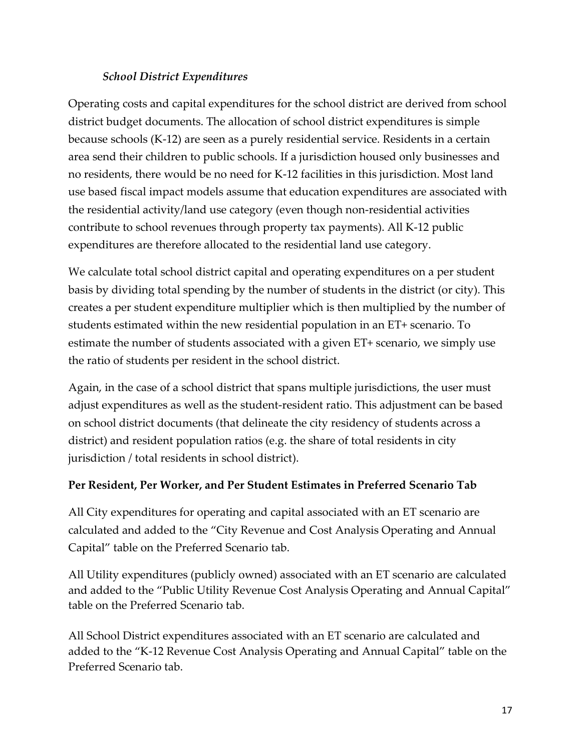### *School District Expenditures*

Operating costs and capital expenditures for the school district are derived from school district budget documents. The allocation of school district expenditures is simple because schools (K-12) are seen as a purely residential service. Residents in a certain area send their children to public schools. If a jurisdiction housed only businesses and no residents, there would be no need for K-12 facilities in this jurisdiction. Most land use based fiscal impact models assume that education expenditures are associated with the residential activity/land use category (even though non-residential activities contribute to school revenues through property tax payments). All K-12 public expenditures are therefore allocated to the residential land use category.

We calculate total school district capital and operating expenditures on a per student basis by dividing total spending by the number of students in the district (or city). This creates a per student expenditure multiplier which is then multiplied by the number of students estimated within the new residential population in an ET+ scenario. To estimate the number of students associated with a given ET+ scenario, we simply use the ratio of students per resident in the school district.

Again, in the case of a school district that spans multiple jurisdictions, the user must adjust expenditures as well as the student-resident ratio. This adjustment can be based on school district documents (that delineate the city residency of students across a district) and resident population ratios (e.g. the share of total residents in city jurisdiction / total residents in school district).

**Per Resident, Per Worker, and Per Student Estimates in Preferred Scenario Tab**

All City expenditures for operating and capital associated with an ET scenario are calculated and added to the "City Revenue and Cost Analysis Operating and Annual Capital" table on the Preferred Scenario tab.

All Utility expenditures (publicly owned) associated with an ET scenario are calculated and added to the "Public Utility Revenue Cost Analysis Operating and Annual Capital" table on the Preferred Scenario tab.

All School District expenditures associated with an ET scenario are calculated and added to the "K-12 Revenue Cost Analysis Operating and Annual Capital" table on the Preferred Scenario tab.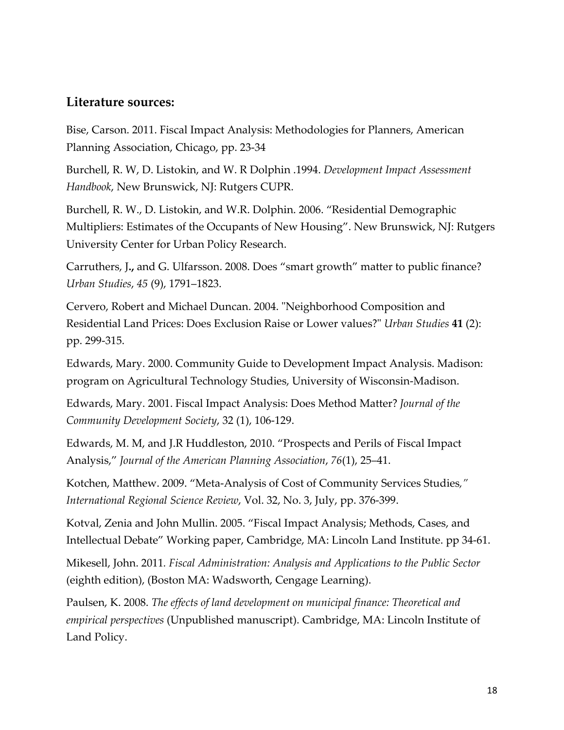## Literature sources:

Bise, Carson. 2011. Fiscal Impact Analysis: Methodologies for Planners, American Planning Association, Chicago, pp. 23-34

Burchell, R. W, D. Listokin, and W. R Dolphin .1994. *Development Impact Assessment Handbook*, New Brunswick, NJ: Rutgers CUPR.

Burchell, R. W., D. Listokin, and W.R. Dolphin. 2006. "Residential Demographic Multipliers: Estimates of the Occupants of New Housing". New Brunswick, NJ: Rutgers University Center for Urban Policy Research.

Carruthers, J**.,** and G. Ulfarsson. 2008. Does "smart growth" matter to public finance? *Urban Studies*, *45* (9), 1791–1823.

Cervero, Robert and Michael Duncan. 2004. "Neighborhood Composition and Residential Land Prices: Does Exclusion Raise or Lower values?" *Urban Studies* **41** (2): pp. 299-315.

Edwards, Mary. 2000. Community Guide to Development Impact Analysis. Madison: program on Agricultural Technology Studies, University of Wisconsin-Madison.

Edwards, Mary. 2001. Fiscal Impact Analysis: Does Method Matter? *Journal of the Community Development Society*, 32 (1), 106-129.

Edwards, M. M, and J.R Huddleston, 2010. "Prospects and Perils of Fiscal Impact Analysis," *Journal of the American Planning Association*, *76*(1), 25–41.

Kotchen, Matthew. 2009. "Meta-Analysis of Cost of Community Services Studies*," International Regional Science Review*, Vol. 32, No. 3, July, pp. 376-399.

Kotval, Zenia and John Mullin. 2005. "Fiscal Impact Analysis; Methods, Cases, and Intellectual Debate" Working paper, Cambridge, MA: Lincoln Land Institute. pp 34-61.

Mikesell, John. 2011*. Fiscal Administration: Analysis and Applications to the Public Sector* (eighth edition), (Boston MA: Wadsworth, Cengage Learning).

Paulsen, K. 2008. *The effects of land development on municipal finance: Theoretical and empirical perspectives* (Unpublished manuscript). Cambridge, MA: Lincoln Institute of Land Policy.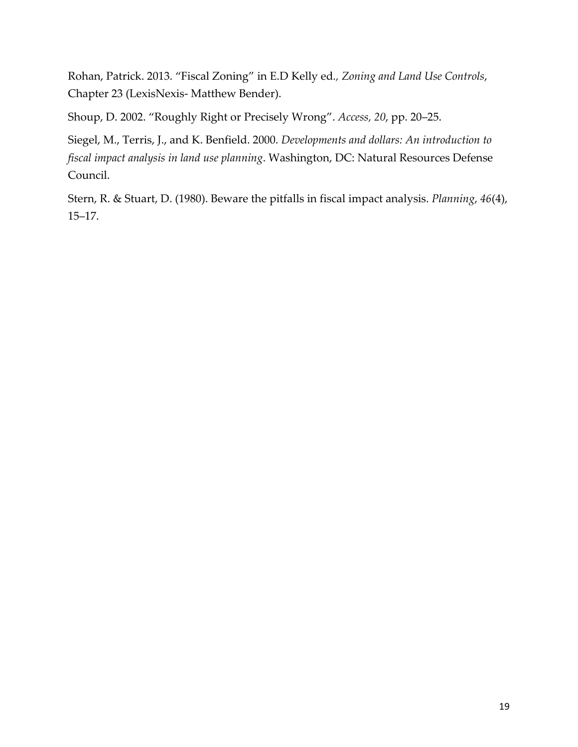Rohan, Patrick. 2013. "Fiscal Zoning" in E.D Kelly ed., *Zoning and Land Use Controls*, Chapter 23 (LexisNexis- Matthew Bender).

Shoup, D. 2002. "Roughly Right or Precisely Wrong". *Access, 20*, pp. 20–25.

Siegel, M., Terris, J., and K. Benfield. 2000. *Developments and dollars: An introduction to fiscal impact analysis in land use planning*. Washington, DC: Natural Resources Defense Council.

Stern, R. & Stuart, D. (1980). Beware the pitfalls in fiscal impact analysis. *Planning*, *46*(4), 15–17.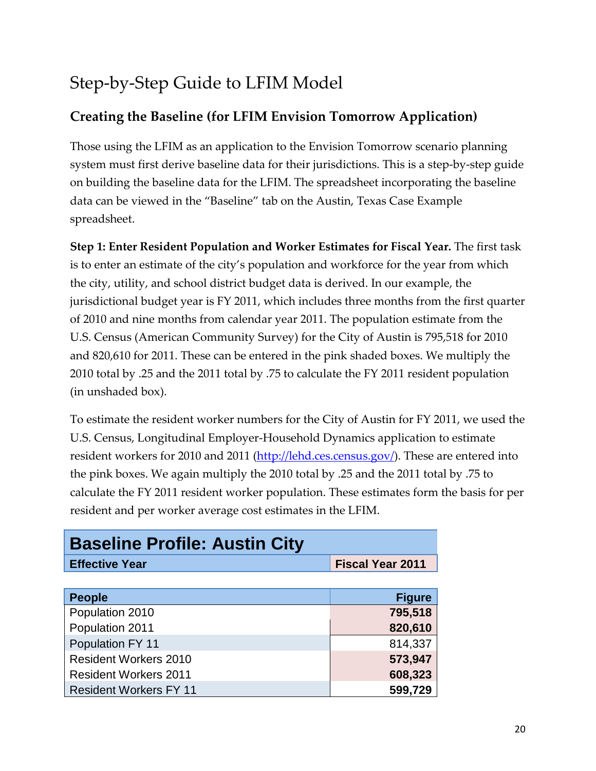# Step-by-Step Guide to LFIM Model

## Creating the Baseline (for LFIM Envision Tomorrow Application)

Those using the LFIM as an application to the Envision Tomorrow scenario planning system must first derive baseline data for their jurisdictions. This is a step-by-step guide on building the baseline data for the LFIM. The spreadsheet incorporating the baseline data can be viewed in the "Baseline" tab on the Austin, Texas Case Example spreadsheet.

**Step 1: Enter Resident Population and Worker Estimates for Fiscal Year.** The first task is to enter an estimate of the city's population and workforce for the year from which the city, utility, and school district budget data is derived. In our example, the jurisdictional budget year is FY 2011, which includes three months from the first quarter of 2010 and nine months from calendar year 2011. The population estimate from the U.S. Census (American Community Survey) for the City of Austin is 795,518 for 2010 and 820,610 for 2011. These can be entered in the pink shaded boxes. We multiply the 2010 total by .25 and the 2011 total by .75 to calculate the FY 2011 resident population (in unshaded box).

To estimate the resident worker numbers for the City of Austin for FY 2011, we used the U.S. Census, Longitudinal Employer-Household Dynamics application to estimate resident workers for 2010 and 2011 (http://lehd.ces.census.gov/). These are entered into the pink boxes. We again multiply the 2010 total by .25 and the 2011 total by .75 to calculate the FY 2011 resident worker population. These estimates form the basis for per resident and per worker average cost estimates in the LFIM.

| **Baseline Profile: Austin City** | |
|---|---|
| **Effective Year** | **Fiscal Year 2011** |
| | |
| **People** | **Figure** |
| Population 2010 | **795,518** |
| Population 2011 | **820,610** |
| Population FY 11 | 814,337 |
| Resident Workers 2010 | **573,947** |
| Resident Workers 2011 | **608,323** |
| Resident Workers FY 11 | **599,729** |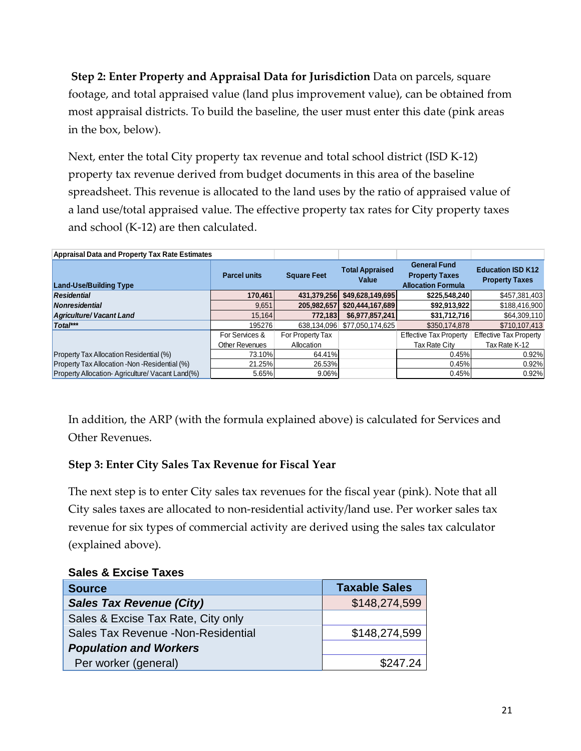**Step 2: Enter Property and Appraisal Data for Jurisdiction** Data on parcels, square footage, and total appraised value (land plus improvement value), can be obtained from most appraisal districts. To build the baseline, the user must enter this date (pink areas in the box, below).

Next, enter the total City property tax revenue and total school district (ISD K-12) property tax revenue derived from budget documents in this area of the baseline spreadsheet. This revenue is allocated to the land uses by the ratio of appraised value of a land use/total appraised value. The effective property tax rates for City property taxes and school (K-12) are then calculated.

| Appraisal Data and Property Tax Rate Estimates | | | | | |
|---|---|---|---|---|---|
| Land-Use/Building Type | Parcel units | Square Feet | Total Appraised Value | General Fund Property Taxes Allocation Formula | Education ISD K12 Property Taxes |
| ***Residential*** | **170,461** | **431,379,256** | **$49,628,149,695** | **$225,548,240** | $457,381,403 |
| ***Nonresidential*** | 9,651 | **205,982,657** | **$20,444,167,689** | **$92,913,922** | $188,416,900 |
| ***Agriculture/ Vacant Land*** | 15,164 | **772,183** | **$6,977,857,241** | **$31,712,716** | $64,309,110 |
| ***Total**** | 195276 | 638,134,096 | $77,050,174,625 | $350,174,878 | $710,107,413 |
| | For Services & Other Revenues | For Property Tax Allocation | | Effective Tax Property Tax Rate City | Effective Tax Property Tax Rate K-12 |
| Property Tax Allocation Residential (%) | 73.10% | 64.41% | | 0.45% | 0.92% |
| Property Tax Allocation -Non -Residential (%) | 21.25% | 26.53% | | 0.45% | 0.92% |
| Property Allocation- Agriculture/ Vacant Land(%) | 5.65% | 9.06% | | 0.45% | 0.92% |

In addition, the ARP (with the formula explained above) is calculated for Services and Other Revenues.

**Step 3: Enter City Sales Tax Revenue for Fiscal Year**

The next step is to enter City sales tax revenues for the fiscal year (pink). Note that all City sales taxes are allocated to non-residential activity/land use. Per worker sales tax revenue for six types of commercial activity are derived using the sales tax calculator (explained above).

**Sales & Excise Taxes**

| Source | Taxable Sales |
|---|---|
| ***Sales Tax Revenue (City)*** | $148,274,599 |
| Sales & Excise Tax Rate, City only | |
| Sales Tax Revenue -Non-Residential | $148,274,599 |
| ***Population and Workers*** | |
| Per worker (general) | $247.24 |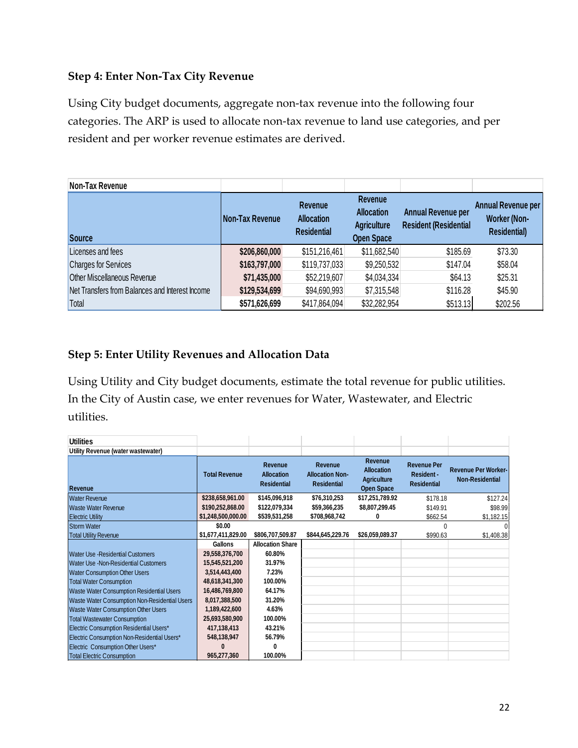### Step 4: Enter Non-Tax City Revenue

Using City budget documents, aggregate non-tax revenue into the following four categories. The ARP is used to allocate non-tax revenue to land use categories, and per resident and per worker revenue estimates are derived.

| Non-Tax Revenue | | | | | |
|---|---|---|---|---|---|
| Source | Non-Tax Revenue | Revenue Allocation Residential | Revenue Allocation Agriculture Open Space | Annual Revenue per Resident (Residential | Annual Revenue per Worker (Non-Residential) |
| Licenses and fees | $206,860,000 | $151,216,461 | $11,682,540 | $185.69 | $73.30 |
| Charges for Services | $163,797,000 | $119,737,033 | $9,250,532 | $147.04 | $58.04 |
| Other Miscellaneous Revenue | $71,435,000 | $52,219,607 | $4,034,334 | $64.13 | $25.31 |
| Net Transfers from Balances and Interest Income | $129,534,699 | $94,690,993 | $7,315,548 | $116.28 | $45.90 |
| Total | $571,626,699 | $417,864,094 | $32,282,954 | $513.13 | $202.56 |

### Step 5: Enter Utility Revenues and Allocation Data

Using Utility and City budget documents, estimate the total revenue for public utilities. In the City of Austin case, we enter revenues for Water, Wastewater, and Electric utilities.

| Utilities | | | | | | |
|---|---|---|---|---|---|---|
| Utility Revenue (water wastewater) | | | | | | |
| Revenue | Total Revenue | Revenue Allocation Residential | Revenue Allocation Non-Residential | Revenue Allocation Agriculture Open Space | Revenue Per Resident - Residential | Revenue Per Worker-Non-Residential |
| Water Revenue | $238,658,961.00 | $145,096,918 | $76,310,253 | $17,251,789.92 | $178.18 | $127.24 |
| Waste Water Revenue | $190,252,868.00 | $122,079,334 | $59,366,235 | $8,807,299.45 | $149.91 | $98.99 |
| Electric Utility | $1,248,500,000.00 | $539,531,258 | $708,968,742 | 0 | $662.54 | $1,182.15 |
| Storm Water | $0.00 | | | | 0 | 0 |
| Total Utility Revenue | $1,677,411,829.00 | $806,707,509.87 | $844,645,229.76 | $26,059,089.37 | $990.63 | $1,408.38 |
| | Gallons | Allocation Share | | | | |
| Water Use -Residential Customers | 29,558,376,700 | 60.80% | | | | |
| Water Use -Non-Residential Customers | 15,545,521,200 | 31.97% | | | | |
| Water Consumption Other Users | 3,514,443,400 | 7.23% | | | | |
| Total Water Consumption | 48,618,341,300 | 100.00% | | | | |
| Waste Water Consumption Residential Users | 16,486,769,800 | 64.17% | | | | |
| Waste Water Consumption Non-Residential Users | 8,017,388,500 | 31.20% | | | | |
| Waste Water Consumption Other Users | 1,189,422,600 | 4.63% | | | | |
| Total Wastewater Consumption | 25,693,580,900 | 100.00% | | | | |
| Electric Consumption Residential Users* | 417,138,413 | 43.21% | | | | |
| Electric Consumption Non-Residential Users* | 548,138,947 | 56.79% | | | | |
| Electric Consumption Other Users* | 0 | 0 | | | | |
| Total Electric Consumption | 965,277,360 | 100.00% | | | | |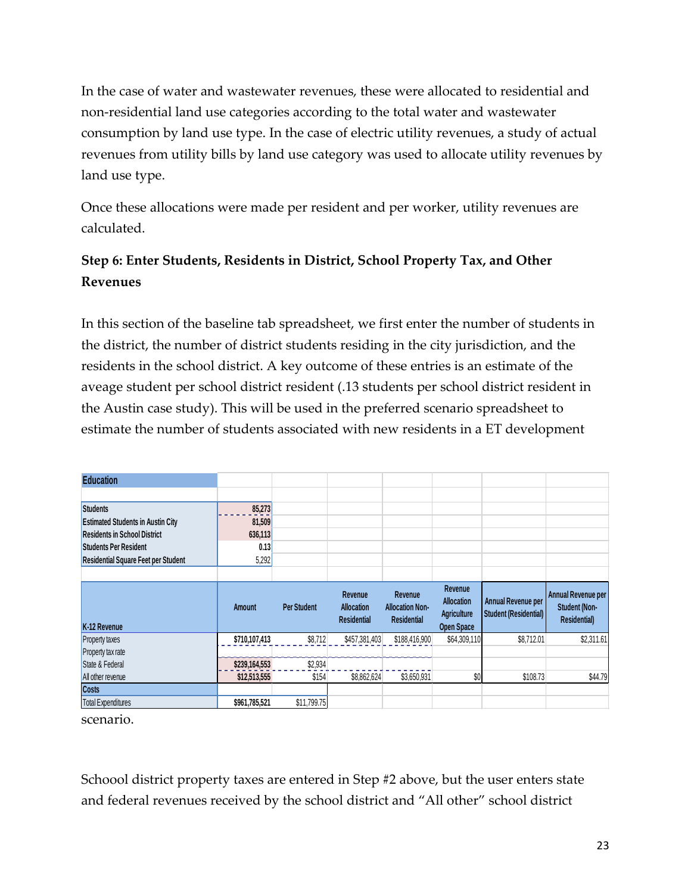In the case of water and wastewater revenues, these were allocated to residential and non-residential land use categories according to the total water and wastewater consumption by land use type. In the case of electric utility revenues, a study of actual revenues from utility bills by land use category was used to allocate utility revenues by land use type.

Once these allocations were made per resident and per worker, utility revenues are calculated.

### Step 6: Enter Students, Residents in District, School Property Tax, and Other Revenues

In this section of the baseline tab spreadsheet, we first enter the number of students in the district, the number of district students residing in the city jurisdiction, and the residents in the school district. A key outcome of these entries is an estimate of the aveage student per school district resident (.13 students per school district resident in the Austin case study). This will be used in the preferred scenario spreadsheet to estimate the number of students associated with new residents in a ET development scenario.

| Education | | | | | | | |
|---|---|---|---|---|---|---|---|
| Students | 85,273 | | | | | | |
| Estimated Students in Austin City | 81,509 | | | | | | |
| Residents in School District | 636,113 | | | | | | |
| Students Per Resident | 0.13 | | | | | | |
| Residential Square Feet per Student | 5,292 | | | | | | |

| K-12 Revenue | Amount | Per Student | Revenue Allocation Residential | Revenue Allocation Non-Residential | Revenue Allocation Agriculture Open Space | Annual Revenue per Student (Residential) | Annual Revenue per Student (Non-Residential) |
|---|---|---|---|---|---|---|---|
| Property taxes | $710,107,413 | $8,712 | $457,381,403 | $188,416,900 | $64,309,110 | $8,712.01 | $2,311.61 |
| Property tax rate | | | | | | | |
| State & Federal | $239,164,553 | $2,934 | | | | | |
| All other revenue | $12,513,555 | $154 | $8,862,624 | $3,650,931 | $0 | $108.73 | $44.79 |
| **Costs** | | | | | | | |
| Total Expenditures | $961,785,521 | $11,799.75 | | | | | |

Schoool district property taxes are entered in Step #2 above, but the user enters state and federal revenues received by the school district and "All other" school district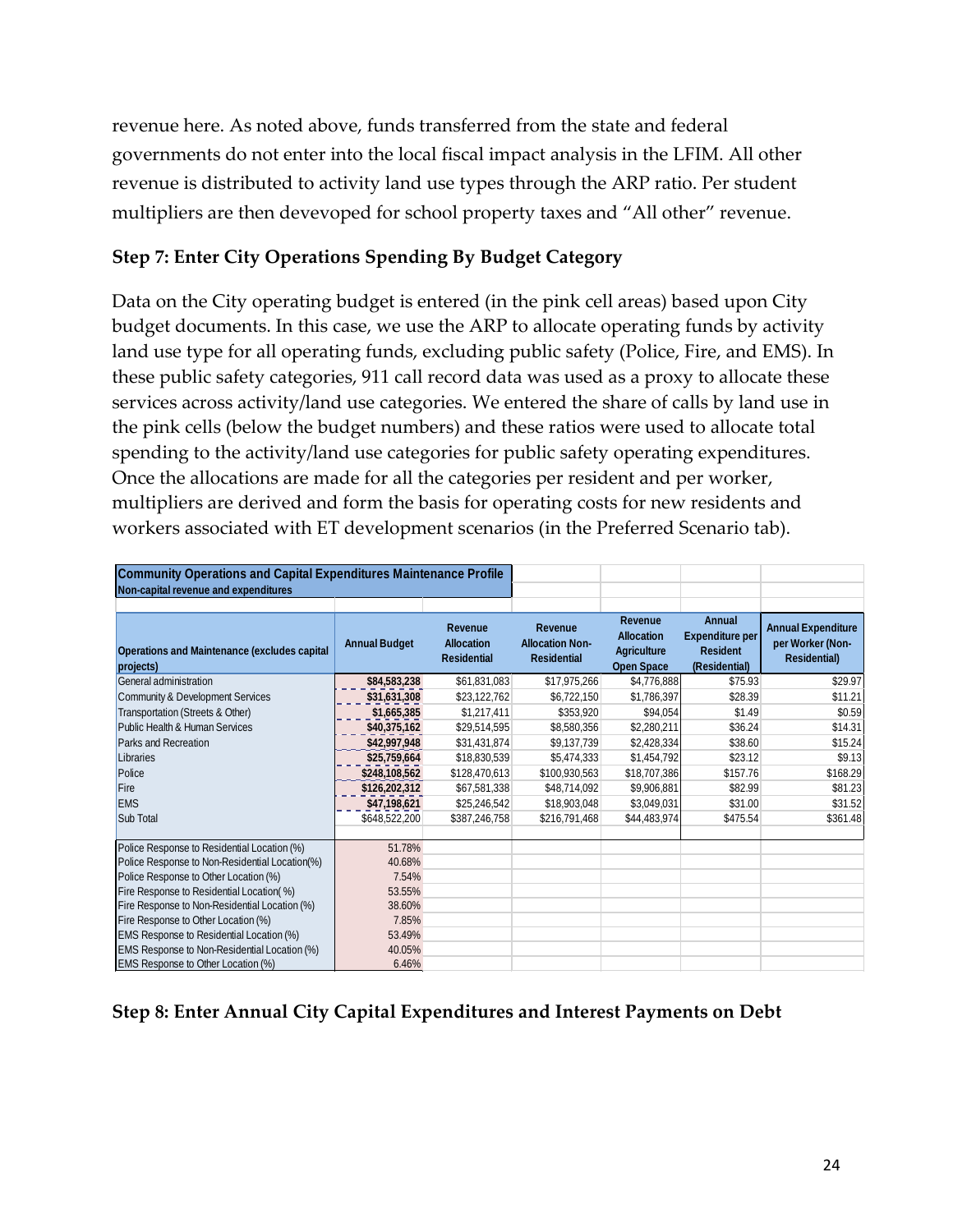revenue here. As noted above, funds transferred from the state and federal governments do not enter into the local fiscal impact analysis in the LFIM. All other revenue is distributed to activity land use types through the ARP ratio. Per student multipliers are then devevoped for school property taxes and "All other" revenue.

### Step 7: Enter City Operations Spending By Budget Category

Data on the City operating budget is entered (in the pink cell areas) based upon City budget documents. In this case, we use the ARP to allocate operating funds by activity land use type for all operating funds, excluding public safety (Police, Fire, and EMS). In these public safety categories, 911 call record data was used as a proxy to allocate these services across activity/land use categories. We entered the share of calls by land use in the pink cells (below the budget numbers) and these ratios were used to allocate total spending to the activity/land use categories for public safety operating expenditures. Once the allocations are made for all the categories per resident and per worker, multipliers are derived and form the basis for operating costs for new residents and workers associated with ET development scenarios (in the Preferred Scenario tab).

**Community Operations and Capital Expenditures Maintenance Profile**
**Non-capital revenue and expenditures**

| Operations and Maintenance (excludes capital projects) | Annual Budget | Revenue Allocation Residential | Revenue Allocation Non-Residential | Revenue Allocation Agriculture Open Space | Annual Expenditure per Resident (Residential) | Annual Expenditure per Worker (Non-Residential) |
|---|---|---|---|---|---|---|
| General administration | $84,583,238 | $61,831,083 | $17,975,266 | $4,776,888 | $75.93 | $29.97 |
| Community & Development Services | $31,631,308 | $23,122,762 | $6,722,150 | $1,786,397 | $28.39 | $11.21 |
| Transportation (Streets & Other) | $1,665,385 | $1,217,411 | $353,920 | $94,054 | $1.49 | $0.59 |
| Public Health & Human Services | $40,375,162 | $29,514,595 | $8,580,356 | $2,280,211 | $36.24 | $14.31 |
| Parks and Recreation | $42,997,948 | $31,431,874 | $9,137,739 | $2,428,334 | $38.60 | $15.24 |
| Libraries | $25,759,664 | $18,830,539 | $5,474,333 | $1,454,792 | $23.12 | $9.13 |
| Police | $248,108,562 | $128,470,613 | $100,930,563 | $18,707,386 | $157.76 | $168.29 |
| Fire | $126,202,312 | $67,581,338 | $48,714,092 | $9,906,881 | $82.99 | $81.23 |
| EMS | $47,198,621 | $25,246,542 | $18,903,048 | $3,049,031 | $31.00 | $31.52 |
| Sub Total | $648,522,200 | $387,246,758 | $216,791,468 | $44,483,974 | $475.54 | $361.48 |
| | | | | | | |
| Police Response to Residential Location (%) | 51.78% | | | | | |
| Police Response to Non-Residential Location(%) | 40.68% | | | | | |
| Police Response to Other Location (%) | 7.54% | | | | | |
| Fire Response to Residential Location( %) | 53.55% | | | | | |
| Fire Response to Non-Residential Location (%) | 38.60% | | | | | |
| Fire Response to Other Location (%) | 7.85% | | | | | |
| EMS Response to Residential Location (%) | 53.49% | | | | | |
| EMS Response to Non-Residential Location (%) | 40.05% | | | | | |
| EMS Response to Other Location (%) | 6.46% | | | | | |

### Step 8: Enter Annual City Capital Expenditures and Interest Payments on Debt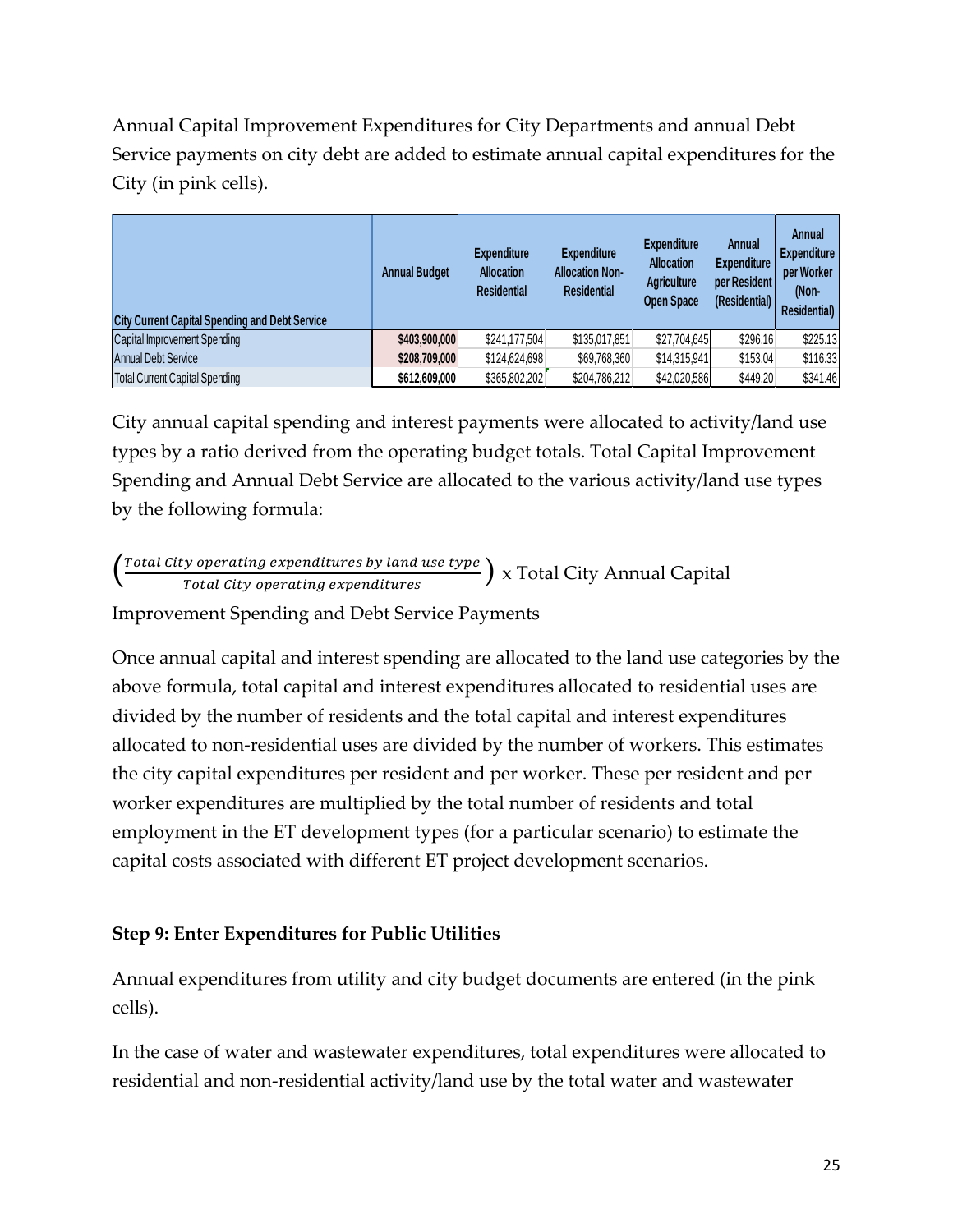Annual Capital Improvement Expenditures for City Departments and annual Debt Service payments on city debt are added to estimate annual capital expenditures for the City (in pink cells).

| City Current Capital Spending and Debt Service | Annual Budget | Expenditure Allocation Residential | Expenditure Allocation Non-Residential | Expenditure Allocation Agriculture Open Space | Annual Expenditure per Resident (Residential) | Annual Expenditure per Worker (Non-Residential) |
|---|---|---|---|---|---|---|
| Capital Improvement Spending | **$403,900,000** | $241,177,504 | $135,017,851 | $27,704,645 | $296.16 | $225.13 |
| Annual Debt Service | **$208,709,000** | $124,624,698 | $69,768,360 | $14,315,941 | $153.04 | $116.33 |
| Total Current Capital Spending | **$612,609,000** | $365,802,202 | $204,786,212 | $42,020,586 | $449.20 | $341.46 |

City annual capital spending and interest payments were allocated to activity/land use types by a ratio derived from the operating budget totals. Total Capital Improvement Spending and Annual Debt Service are allocated to the various activity/land use types by the following formula:

$$\left(\frac{\textit{Total City operating expenditures by land use type}}{\textit{Total City operating expenditures}}\right) \text{ x Total City Annual Capital Improvement Spending and Debt Service Payments}$$

Once annual capital and interest spending are allocated to the land use categories by the above formula, total capital and interest expenditures allocated to residential uses are divided by the number of residents and the total capital and interest expenditures allocated to non-residential uses are divided by the number of workers. This estimates the city capital expenditures per resident and per worker. These per resident and per worker expenditures are multiplied by the total number of residents and total employment in the ET development types (for a particular scenario) to estimate the capital costs associated with different ET project development scenarios.

**Step 9: Enter Expenditures for Public Utilities**

Annual expenditures from utility and city budget documents are entered (in the pink cells).

In the case of water and wastewater expenditures, total expenditures were allocated to residential and non-residential activity/land use by the total water and wastewater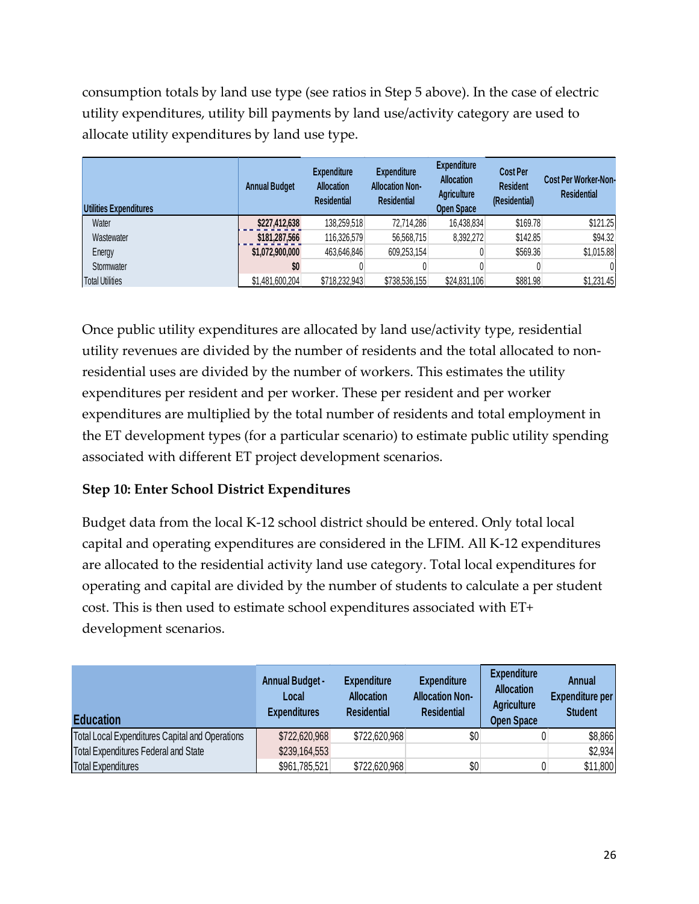consumption totals by land use type (see ratios in Step 5 above). In the case of electric utility expenditures, utility bill payments by land use/activity category are used to allocate utility expenditures by land use type.

| Utilities Expenditures | Annual Budget | Expenditure Allocation Residential | Expenditure Allocation Non-Residential | Expenditure Allocation Agriculture Open Space | Cost Per Resident (Residential) | Cost Per Worker-Non-Residential |
|---|---|---|---|---|---|---|
| Water | **$227,412,638** | 138,259,518 | 72,714,286 | 16,438,834 | $169.78 | $121.25 |
| Wastewater | **$181,287,566** | 116,326,579 | 56,568,715 | 8,392,272 | $142.85 | $94.32 |
| Energy | **$1,072,900,000** | 463,646,846 | 609,253,154 | 0 | $569.36 | $1,015.88 |
| Stormwater | **$0** | 0 | 0 | 0 | 0 | 0 |
| Total Utilities | $1,481,600,204 | $718,232,943 | $738,536,155 | $24,831,106 | $881.98 | $1,231.45 |

Once public utility expenditures are allocated by land use/activity type, residential utility revenues are divided by the number of residents and the total allocated to non-residential uses are divided by the number of workers. This estimates the utility expenditures per resident and per worker. These per resident and per worker expenditures are multiplied by the total number of residents and total employment in the ET development types (for a particular scenario) to estimate public utility spending associated with different ET project development scenarios.

**Step 10: Enter School District Expenditures**

Budget data from the local K-12 school district should be entered. Only total local capital and operating expenditures are considered in the LFIM. All K-12 expenditures are allocated to the residential activity land use category. Total local expenditures for operating and capital are divided by the number of students to calculate a per student cost. This is then used to estimate school expenditures associated with ET+ development scenarios.

| Education | Annual Budget - Local Expenditures | Expenditure Allocation Residential | Expenditure Allocation Non-Residential | Expenditure Allocation Agriculture Open Space | Annual Expenditure per Student |
|---|---|---|---|---|---|
| Total Local Expenditures Capital and Operations | $722,620,968 | $722,620,968 | $0 | 0 | $8,866 |
| Total Expenditures Federal and State | $239,164,553 | | | | $2,934 |
| Total Expenditures | $961,785,521 | $722,620,968 | $0 | 0 | $11,800 |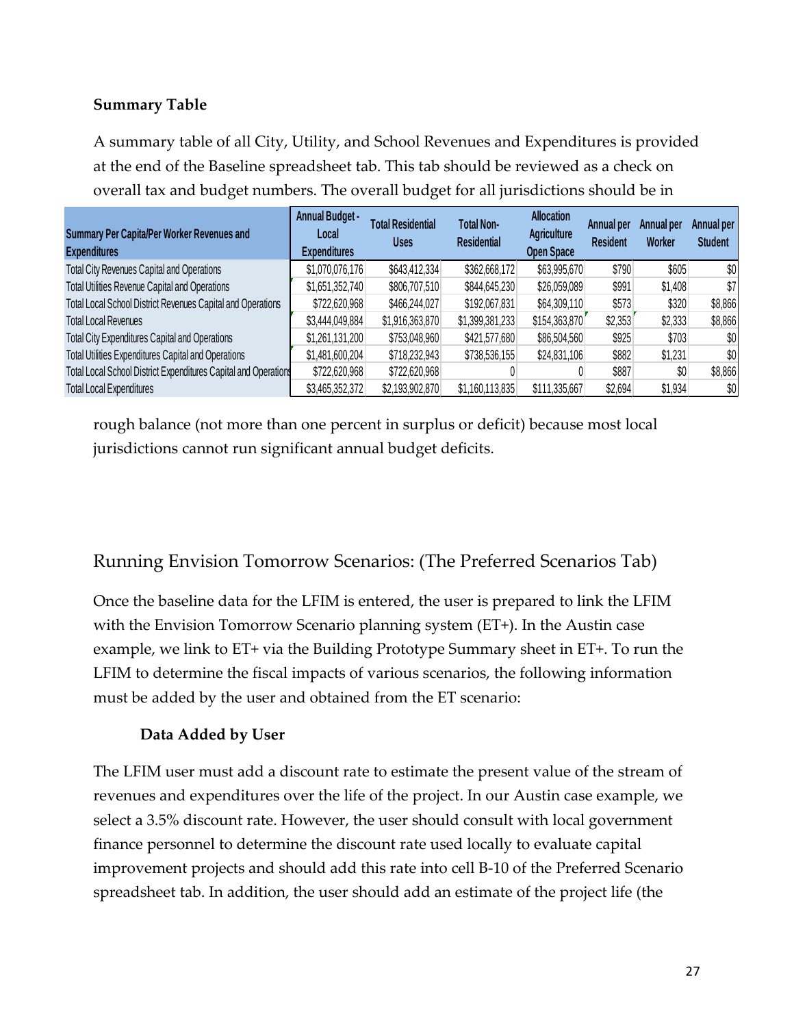**Summary Table**

A summary table of all City, Utility, and School Revenues and Expenditures is provided at the end of the Baseline spreadsheet tab. This tab should be reviewed as a check on overall tax and budget numbers. The overall budget for all jurisdictions should be in rough balance (not more than one percent in surplus or deficit) because most local jurisdictions cannot run significant annual budget deficits.

| Summary Per Capita/Per Worker Revenues and Expenditures | Annual Budget - Local Expenditures | Total Residential Uses | Total Non-Residential | Allocation Agriculture Open Space | Annual per Resident | Annual per Worker | Annual per Student |
|---|---|---|---|---|---|---|---|
| Total City Revenues Capital and Operations | $1,070,076,176 | $643,412,334 | $362,668,172 | $63,995,670 | $790 | $605 | $0 |
| Total Utilities Revenue Capital and Operations | $1,651,352,740 | $806,707,510 | $844,645,230 | $26,059,089 | $991 | $1,408 | $7 |
| Total Local School District Revenues Capital and Operations | $722,620,968 | $466,244,027 | $192,067,831 | $64,309,110 | $573 | $320 | $8,866 |
| Total Local Revenues | $3,444,049,884 | $1,916,363,870 | $1,399,381,233 | $154,363,870 | $2,353 | $2,333 | $8,866 |
| Total City Expenditures Capital and Operations | $1,261,131,200 | $753,048,960 | $421,577,680 | $86,504,560 | $925 | $703 | $0 |
| Total Utilities Expenditures Capital and Operations | $1,481,600,204 | $718,232,943 | $738,536,155 | $24,831,106 | $882 | $1,231 | $0 |
| Total Local School District Expenditures Capital and Operations | $722,620,968 | $722,620,968 | 0 | 0 | $887 | $0 | $8,866 |
| Total Local Expenditures | $3,465,352,372 | $2,193,902,870 | $1,160,113,835 | $111,335,667 | $2,694 | $1,934 | $0 |

## Running Envision Tomorrow Scenarios: (The Preferred Scenarios Tab)

Once the baseline data for the LFIM is entered, the user is prepared to link the LFIM with the Envision Tomorrow Scenario planning system (ET+). In the Austin case example, we link to ET+ via the Building Prototype Summary sheet in ET+. To run the LFIM to determine the fiscal impacts of various scenarios, the following information must be added by the user and obtained from the ET scenario:

### Data Added by User

The LFIM user must add a discount rate to estimate the present value of the stream of revenues and expenditures over the life of the project. In our Austin case example, we select a 3.5% discount rate. However, the user should consult with local government finance personnel to determine the discount rate used locally to evaluate capital improvement projects and should add this rate into cell B-10 of the Preferred Scenario spreadsheet tab. In addition, the user should add an estimate of the project life (the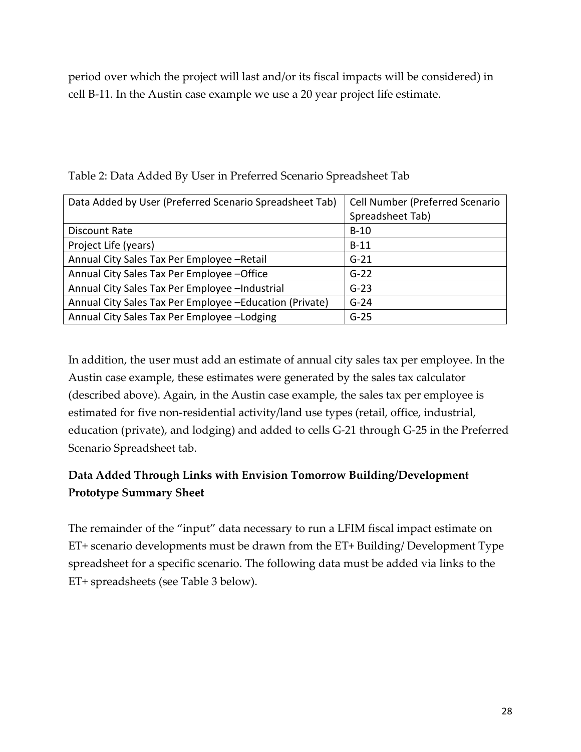period over which the project will last and/or its fiscal impacts will be considered) in cell B-11. In the Austin case example we use a 20 year project life estimate.

Table 2: Data Added By User in Preferred Scenario Spreadsheet Tab

| Data Added by User (Preferred Scenario Spreadsheet Tab) | Cell Number (Preferred Scenario Spreadsheet Tab) |
| --- | --- |
| Discount Rate | B-10 |
| Project Life (years) | B-11 |
| Annual City Sales Tax Per Employee –Retail | G-21 |
| Annual City Sales Tax Per Employee –Office | G-22 |
| Annual City Sales Tax Per Employee –Industrial | G-23 |
| Annual City Sales Tax Per Employee –Education (Private) | G-24 |
| Annual City Sales Tax Per Employee –Lodging | G-25 |

In addition, the user must add an estimate of annual city sales tax per employee. In the Austin case example, these estimates were generated by the sales tax calculator (described above). Again, in the Austin case example, the sales tax per employee is estimated for five non-residential activity/land use types (retail, office, industrial, education (private), and lodging) and added to cells G-21 through G-25 in the Preferred Scenario Spreadsheet tab.

**Data Added Through Links with Envision Tomorrow Building/Development Prototype Summary Sheet**

The remainder of the "input" data necessary to run a LFIM fiscal impact estimate on ET+ scenario developments must be drawn from the ET+ Building/ Development Type spreadsheet for a specific scenario. The following data must be added via links to the ET+ spreadsheets (see Table 3 below).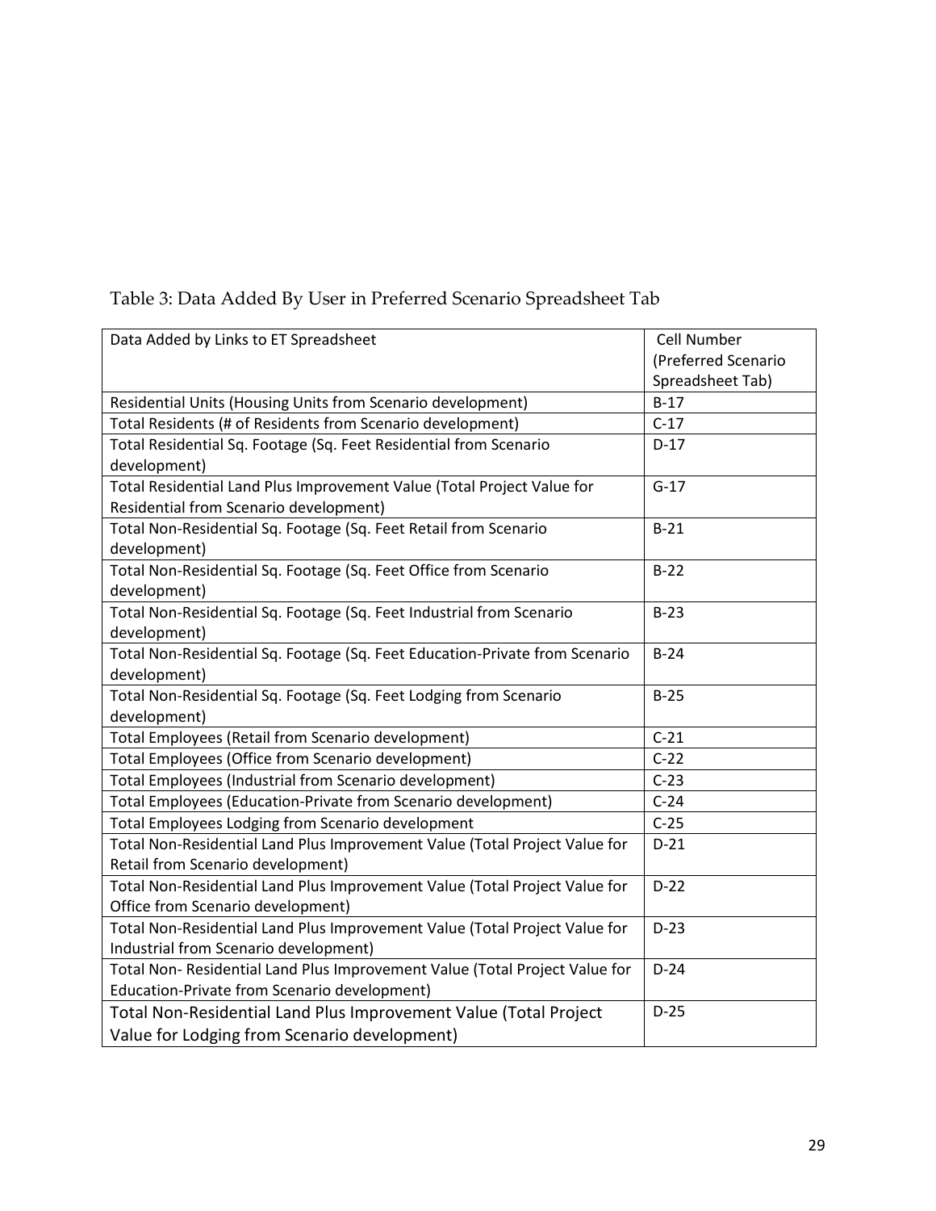Table 3: Data Added By User in Preferred Scenario Spreadsheet Tab

| Data Added by Links to ET Spreadsheet | Cell Number (Preferred Scenario Spreadsheet Tab) |
|---|---|
| Residential Units (Housing Units from Scenario development) | B-17 |
| Total Residents (# of Residents from Scenario development) | C-17 |
| Total Residential Sq. Footage (Sq. Feet Residential from Scenario development) | D-17 |
| Total Residential Land Plus Improvement Value (Total Project Value for Residential from Scenario development) | G-17 |
| Total Non-Residential Sq. Footage (Sq. Feet Retail from Scenario development) | B-21 |
| Total Non-Residential Sq. Footage (Sq. Feet Office from Scenario development) | B-22 |
| Total Non-Residential Sq. Footage (Sq. Feet Industrial from Scenario development) | B-23 |
| Total Non-Residential Sq. Footage (Sq. Feet Education-Private from Scenario development) | B-24 |
| Total Non-Residential Sq. Footage (Sq. Feet Lodging from Scenario development) | B-25 |
| Total Employees (Retail from Scenario development) | C-21 |
| Total Employees (Office from Scenario development) | C-22 |
| Total Employees (Industrial from Scenario development) | C-23 |
| Total Employees (Education-Private from Scenario development) | C-24 |
| Total Employees Lodging from Scenario development | C-25 |
| Total Non-Residential Land Plus Improvement Value (Total Project Value for Retail from Scenario development) | D-21 |
| Total Non-Residential Land Plus Improvement Value (Total Project Value for Office from Scenario development) | D-22 |
| Total Non-Residential Land Plus Improvement Value (Total Project Value for Industrial from Scenario development) | D-23 |
| Total Non- Residential Land Plus Improvement Value (Total Project Value for Education-Private from Scenario development) | D-24 |
| Total Non-Residential Land Plus Improvement Value (Total Project Value for Lodging from Scenario development) | D-25 |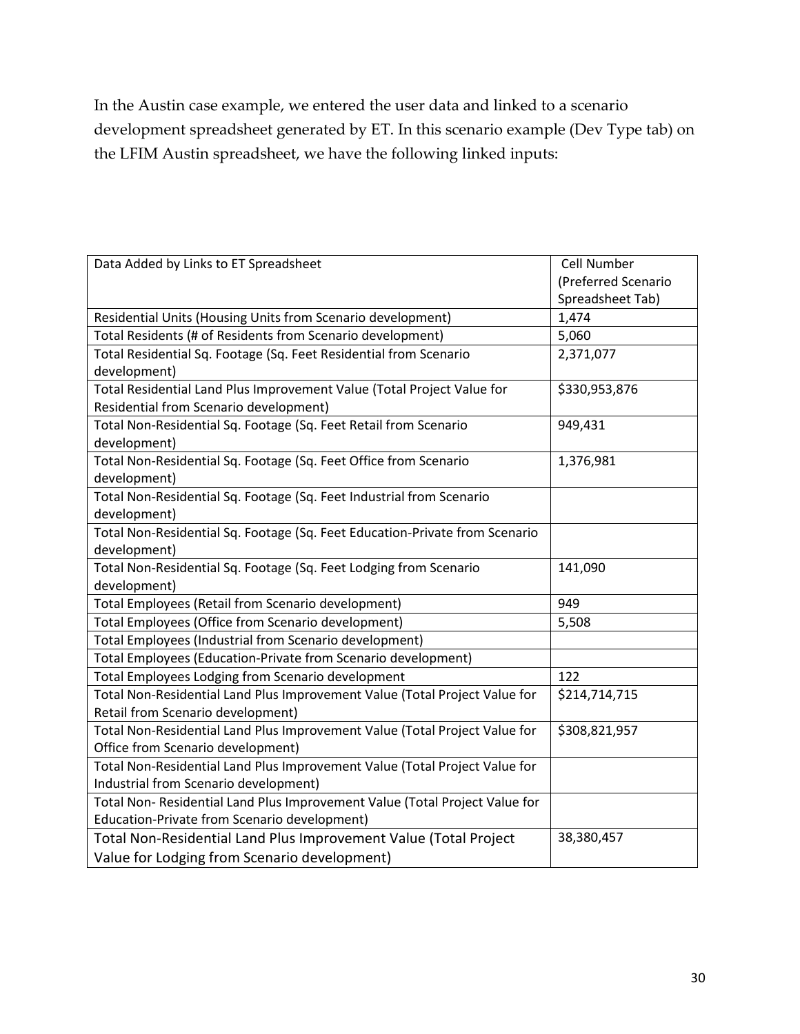In the Austin case example, we entered the user data and linked to a scenario development spreadsheet generated by ET. In this scenario example (Dev Type tab) on the LFIM Austin spreadsheet, we have the following linked inputs:

| Data Added by Links to ET Spreadsheet | Cell Number (Preferred Scenario Spreadsheet Tab) |
|---|---|
| Residential Units (Housing Units from Scenario development) | 1,474 |
| Total Residents (# of Residents from Scenario development) | 5,060 |
| Total Residential Sq. Footage (Sq. Feet Residential from Scenario development) | 2,371,077 |
| Total Residential Land Plus Improvement Value (Total Project Value for Residential from Scenario development) | $330,953,876 |
| Total Non-Residential Sq. Footage (Sq. Feet Retail from Scenario development) | 949,431 |
| Total Non-Residential Sq. Footage (Sq. Feet Office from Scenario development) | 1,376,981 |
| Total Non-Residential Sq. Footage (Sq. Feet Industrial from Scenario development) | |
| Total Non-Residential Sq. Footage (Sq. Feet Education-Private from Scenario development) | |
| Total Non-Residential Sq. Footage (Sq. Feet Lodging from Scenario development) | 141,090 |
| Total Employees (Retail from Scenario development) | 949 |
| Total Employees (Office from Scenario development) | 5,508 |
| Total Employees (Industrial from Scenario development) | |
| Total Employees (Education-Private from Scenario development) | |
| Total Employees Lodging from Scenario development | 122 |
| Total Non-Residential Land Plus Improvement Value (Total Project Value for Retail from Scenario development) | $214,714,715 |
| Total Non-Residential Land Plus Improvement Value (Total Project Value for Office from Scenario development) | $308,821,957 |
| Total Non-Residential Land Plus Improvement Value (Total Project Value for Industrial from Scenario development) | |
| Total Non- Residential Land Plus Improvement Value (Total Project Value for Education-Private from Scenario development) | |
| Total Non-Residential Land Plus Improvement Value (Total Project Value for Lodging from Scenario development) | 38,380,457 |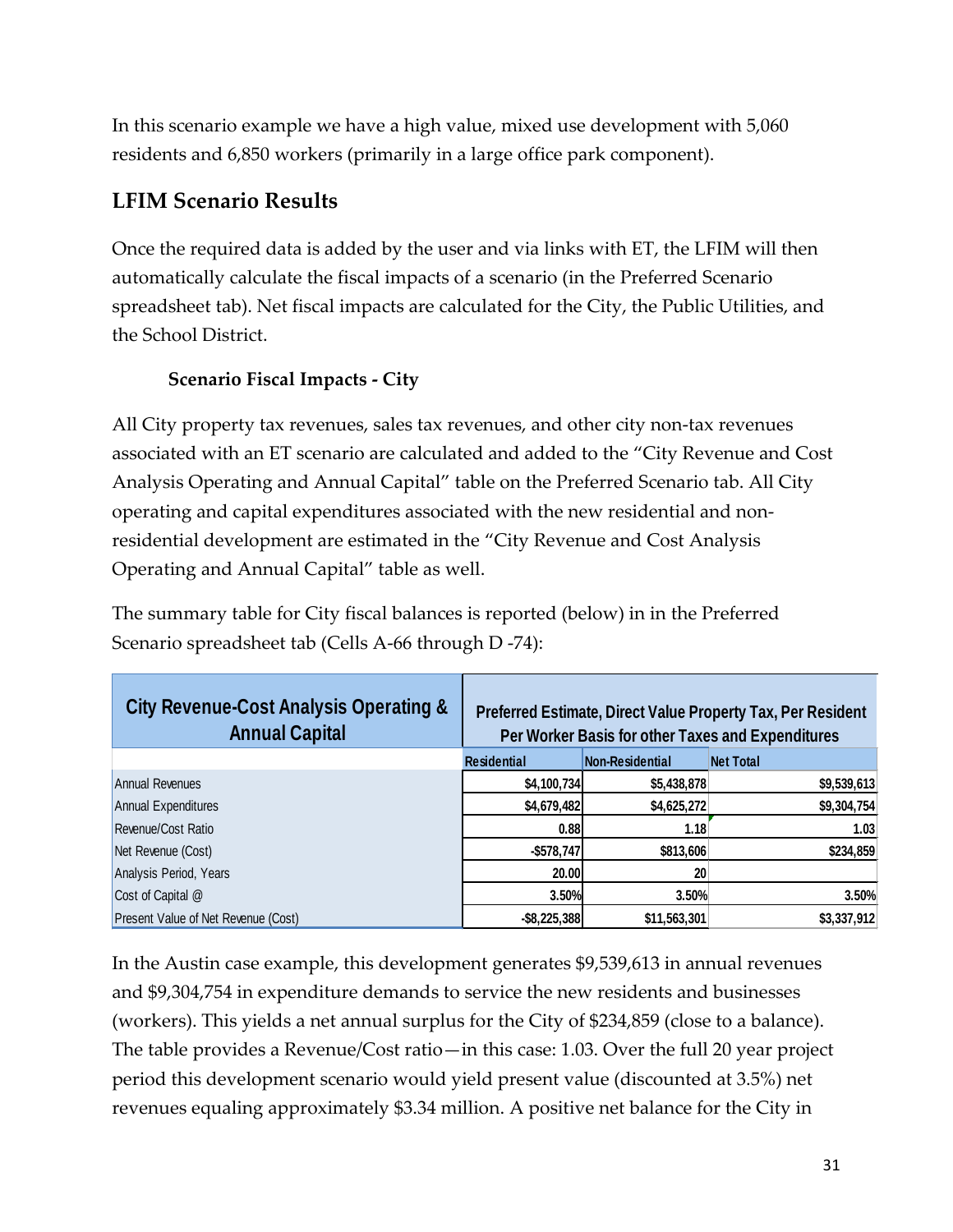In this scenario example we have a high value, mixed use development with 5,060 residents and 6,850 workers (primarily in a large office park component).

## LFIM Scenario Results

Once the required data is added by the user and via links with ET, the LFIM will then automatically calculate the fiscal impacts of a scenario (in the Preferred Scenario spreadsheet tab). Net fiscal impacts are calculated for the City, the Public Utilities, and the School District.

### Scenario Fiscal Impacts - City

All City property tax revenues, sales tax revenues, and other city non-tax revenues associated with an ET scenario are calculated and added to the "City Revenue and Cost Analysis Operating and Annual Capital" table on the Preferred Scenario tab. All City operating and capital expenditures associated with the new residential and non-residential development are estimated in the "City Revenue and Cost Analysis Operating and Annual Capital" table as well.

The summary table for City fiscal balances is reported (below) in in the Preferred Scenario spreadsheet tab (Cells A-66 through D -74):

| City Revenue-Cost Analysis Operating & Annual Capital | Preferred Estimate, Direct Value Property Tax, Per Resident Per Worker Basis for other Taxes and Expenditures | | |
|---|---|---|---|
| | Residential | Non-Residential | Net Total |
| Annual Revenues | $4,100,734 | $5,438,878 | $9,539,613 |
| Annual Expenditures | $4,679,482 | $4,625,272 | $9,304,754 |
| Revenue/Cost Ratio | 0.88 | 1.18 | 1.03 |
| Net Revenue (Cost) | -$578,747 | $813,606 | $234,859 |
| Analysis Period, Years | 20.00 | 20 | |
| Cost of Capital @ | 3.50% | 3.50% | 3.50% |
| Present Value of Net Revenue (Cost) | -$8,225,388 | $11,563,301 | $3,337,912 |

In the Austin case example, this development generates $9,539,613 in annual revenues and $9,304,754 in expenditure demands to service the new residents and businesses (workers). This yields a net annual surplus for the City of $234,859 (close to a balance). The table provides a Revenue/Cost ratio—in this case: 1.03. Over the full 20 year project period this development scenario would yield present value (discounted at 3.5%) net revenues equaling approximately $3.34 million. A positive net balance for the City in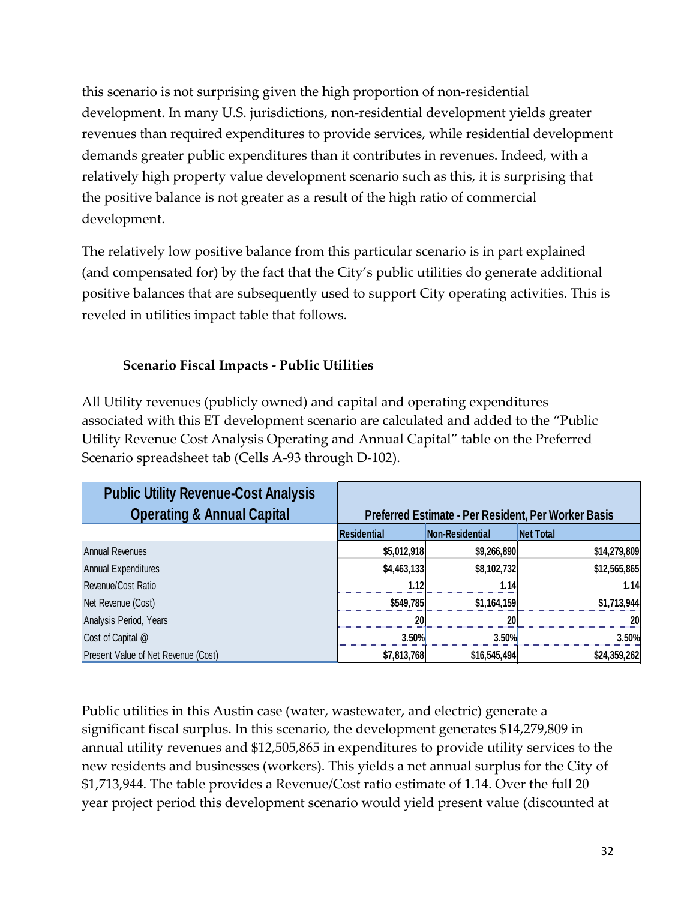this scenario is not surprising given the high proportion of non-residential development. In many U.S. jurisdictions, non-residential development yields greater revenues than required expenditures to provide services, while residential development demands greater public expenditures than it contributes in revenues. Indeed, with a relatively high property value development scenario such as this, it is surprising that the positive balance is not greater as a result of the high ratio of commercial development.

The relatively low positive balance from this particular scenario is in part explained (and compensated for) by the fact that the City's public utilities do generate additional positive balances that are subsequently used to support City operating activities. This is reveled in utilities impact table that follows.

### Scenario Fiscal Impacts - Public Utilities

All Utility revenues (publicly owned) and capital and operating expenditures associated with this ET development scenario are calculated and added to the "Public Utility Revenue Cost Analysis Operating and Annual Capital" table on the Preferred Scenario spreadsheet tab (Cells A-93 through D-102).

| Public Utility Revenue-Cost Analysis Operating & Annual Capital | Preferred Estimate - Per Resident, Per Worker Basis | | |
|---|---|---|---|
| | Residential | Non-Residential | Net Total |
| Annual Revenues | $5,012,918 | $9,266,890 | $14,279,809 |
| Annual Expenditures | $4,463,133 | $8,102,732 | $12,565,865 |
| Revenue/Cost Ratio | 1.12 | 1.14 | 1.14 |
| Net Revenue (Cost) | $549,785 | $1,164,159 | $1,713,944 |
| Analysis Period, Years | 20 | 20 | 20 |
| Cost of Capital @ | 3.50% | 3.50% | 3.50% |
| Present Value of Net Revenue (Cost) | $7,813,768 | $16,545,494 | $24,359,262 |

Public utilities in this Austin case (water, wastewater, and electric) generate a significant fiscal surplus. In this scenario, the development generates $14,279,809 in annual utility revenues and $12,505,865 in expenditures to provide utility services to the new residents and businesses (workers). This yields a net annual surplus for the City of $1,713,944. The table provides a Revenue/Cost ratio estimate of 1.14. Over the full 20 year project period this development scenario would yield present value (discounted at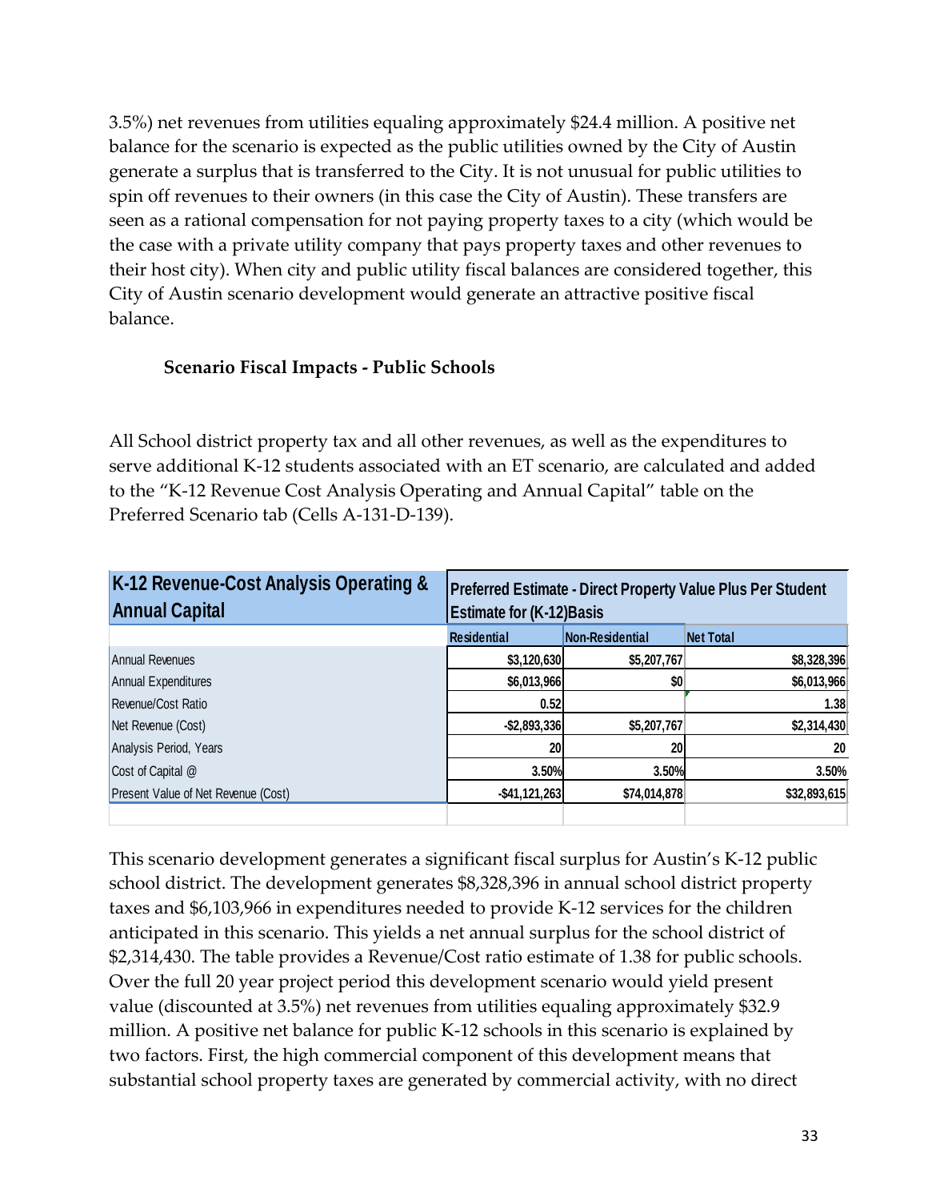3.5%) net revenues from utilities equaling approximately $24.4 million. A positive net balance for the scenario is expected as the public utilities owned by the City of Austin generate a surplus that is transferred to the City. It is not unusual for public utilities to spin off revenues to their owners (in this case the City of Austin). These transfers are seen as a rational compensation for not paying property taxes to a city (which would be the case with a private utility company that pays property taxes and other revenues to their host city). When city and public utility fiscal balances are considered together, this City of Austin scenario development would generate an attractive positive fiscal balance.

### Scenario Fiscal Impacts - Public Schools

All School district property tax and all other revenues, as well as the expenditures to serve additional K-12 students associated with an ET scenario, are calculated and added to the "K-12 Revenue Cost Analysis Operating and Annual Capital" table on the Preferred Scenario tab (Cells A-131-D-139).

| K-12 Revenue-Cost Analysis Operating & Annual Capital | Preferred Estimate - Direct Property Value Plus Per Student Estimate for (K-12)Basis | | |
|---|---|---|---|
| | Residential | Non-Residential | Net Total |
| Annual Revenues | $3,120,630 | $5,207,767 | $8,328,396 |
| Annual Expenditures | $6,013,966 | $0 | $6,013,966 |
| Revenue/Cost Ratio | 0.52 | | 1.38 |
| Net Revenue (Cost) | -$2,893,336 | $5,207,767 | $2,314,430 |
| Analysis Period, Years | 20 | 20 | 20 |
| Cost of Capital @ | 3.50% | 3.50% | 3.50% |
| Present Value of Net Revenue (Cost) | -$41,121,263 | $74,014,878 | $32,893,615 |

This scenario development generates a significant fiscal surplus for Austin's K-12 public school district. The development generates $8,328,396 in annual school district property taxes and $6,103,966 in expenditures needed to provide K-12 services for the children anticipated in this scenario. This yields a net annual surplus for the school district of $2,314,430. The table provides a Revenue/Cost ratio estimate of 1.38 for public schools. Over the full 20 year project period this development scenario would yield present value (discounted at 3.5%) net revenues from utilities equaling approximately $32.9 million. A positive net balance for public K-12 schools in this scenario is explained by two factors. First, the high commercial component of this development means that substantial school property taxes are generated by commercial activity, with no direct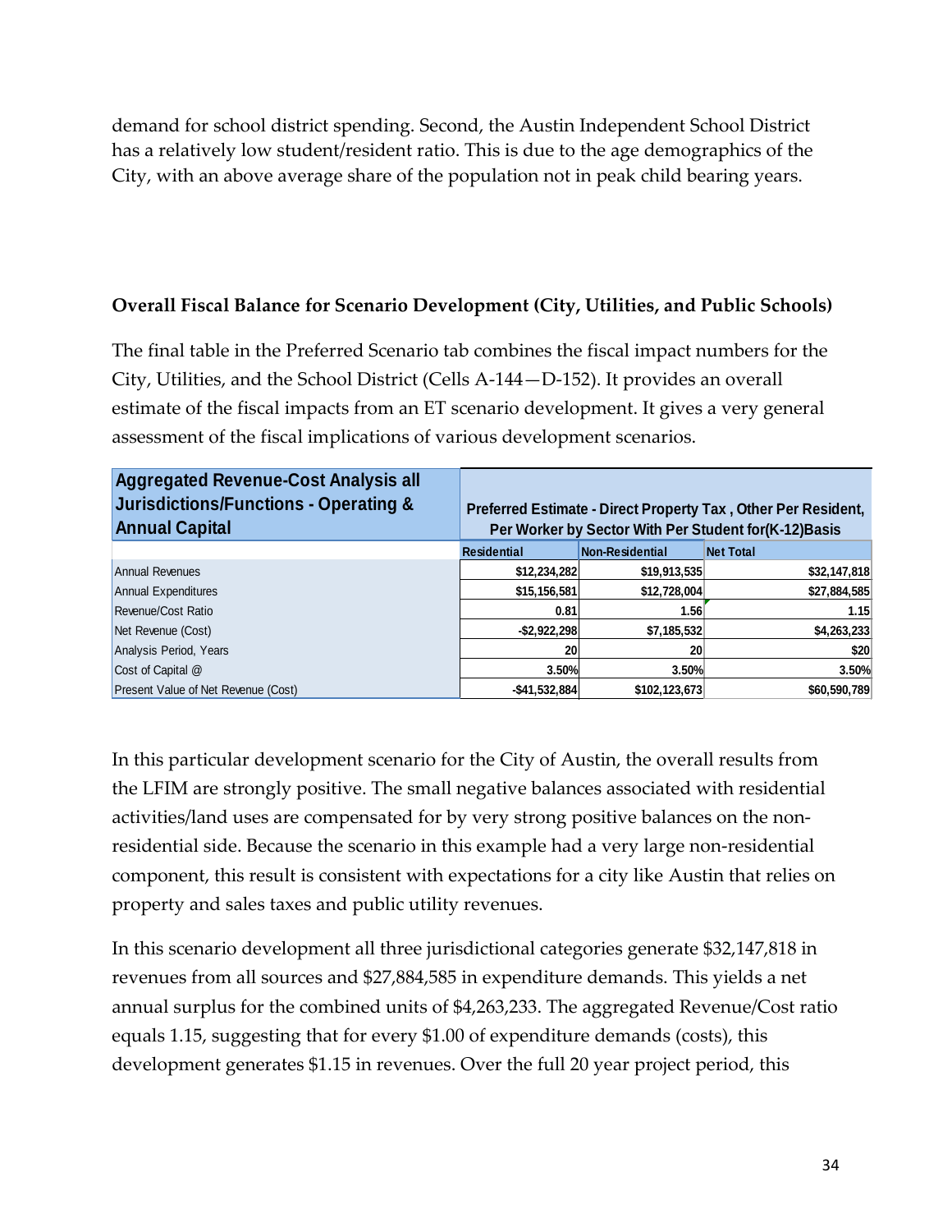demand for school district spending. Second, the Austin Independent School District has a relatively low student/resident ratio. This is due to the age demographics of the City, with an above average share of the population not in peak child bearing years.

### Overall Fiscal Balance for Scenario Development (City, Utilities, and Public Schools)

The final table in the Preferred Scenario tab combines the fiscal impact numbers for the City, Utilities, and the School District (Cells A-144—D-152). It provides an overall estimate of the fiscal impacts from an ET scenario development. It gives a very general assessment of the fiscal implications of various development scenarios.

| Aggregated Revenue-Cost Analysis all Jurisdictions/Functions - Operating & Annual Capital | Preferred Estimate - Direct Property Tax , Other Per Resident, Per Worker by Sector With Per Student for(K-12)Basis | | |
|---|---|---|---|
| | Residential | Non-Residential | Net Total |
| Annual Revenues | $12,234,282 | $19,913,535 | $32,147,818 |
| Annual Expenditures | $15,156,581 | $12,728,004 | $27,884,585 |
| Revenue/Cost Ratio | 0.81 | 1.56 | 1.15 |
| Net Revenue (Cost) | -$2,922,298 | $7,185,532 | $4,263,233 |
| Analysis Period, Years | 20 | 20 | $20 |
| Cost of Capital @ | 3.50% | 3.50% | 3.50% |
| Present Value of Net Revenue (Cost) | -$41,532,884 | $102,123,673 | $60,590,789 |

In this particular development scenario for the City of Austin, the overall results from the LFIM are strongly positive. The small negative balances associated with residential activities/land uses are compensated for by very strong positive balances on the non-residential side. Because the scenario in this example had a very large non-residential component, this result is consistent with expectations for a city like Austin that relies on property and sales taxes and public utility revenues.

In this scenario development all three jurisdictional categories generate $32,147,818 in revenues from all sources and $27,884,585 in expenditure demands. This yields a net annual surplus for the combined units of $4,263,233. The aggregated Revenue/Cost ratio equals 1.15, suggesting that for every $1.00 of expenditure demands (costs), this development generates $1.15 in revenues. Over the full 20 year project period, this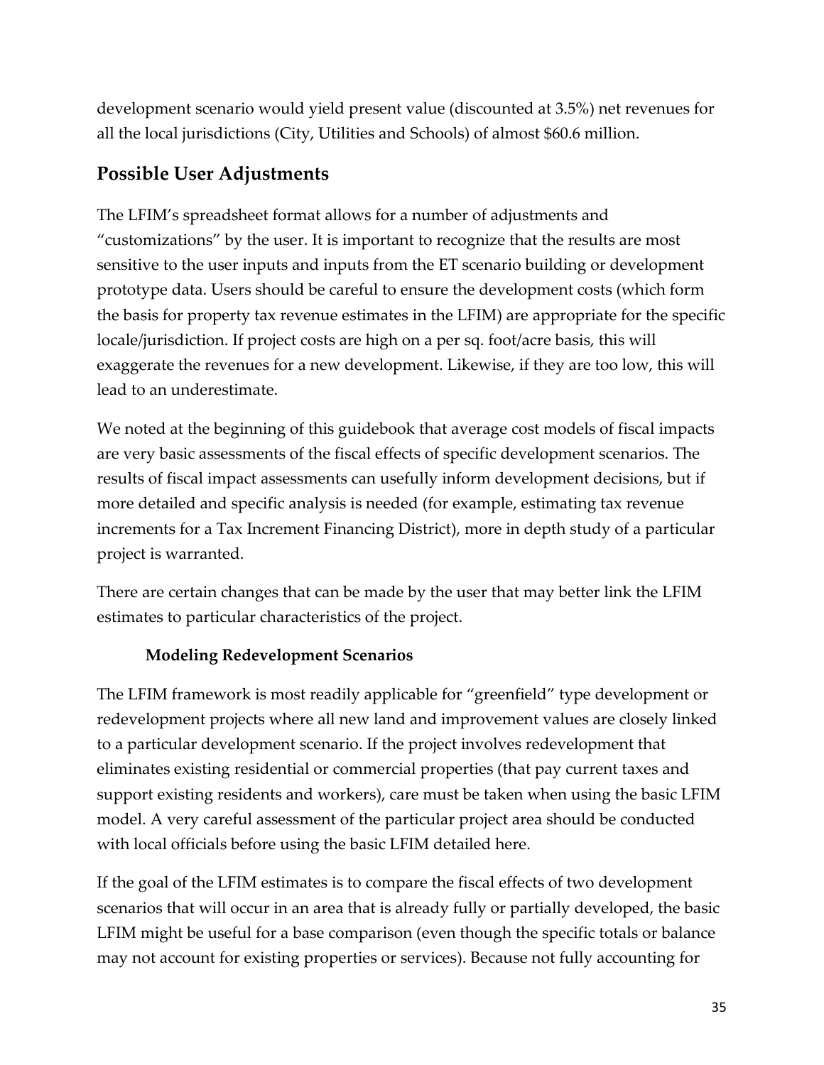development scenario would yield present value (discounted at 3.5%) net revenues for all the local jurisdictions (City, Utilities and Schools) of almost $60.6 million.

## Possible User Adjustments

The LFIM's spreadsheet format allows for a number of adjustments and "customizations" by the user. It is important to recognize that the results are most sensitive to the user inputs and inputs from the ET scenario building or development prototype data. Users should be careful to ensure the development costs (which form the basis for property tax revenue estimates in the LFIM) are appropriate for the specific locale/jurisdiction. If project costs are high on a per sq. foot/acre basis, this will exaggerate the revenues for a new development. Likewise, if they are too low, this will lead to an underestimate.

We noted at the beginning of this guidebook that average cost models of fiscal impacts are very basic assessments of the fiscal effects of specific development scenarios. The results of fiscal impact assessments can usefully inform development decisions, but if more detailed and specific analysis is needed (for example, estimating tax revenue increments for a Tax Increment Financing District), more in depth study of a particular project is warranted.

There are certain changes that can be made by the user that may better link the LFIM estimates to particular characteristics of the project.

### Modeling Redevelopment Scenarios

The LFIM framework is most readily applicable for "greenfield" type development or redevelopment projects where all new land and improvement values are closely linked to a particular development scenario. If the project involves redevelopment that eliminates existing residential or commercial properties (that pay current taxes and support existing residents and workers), care must be taken when using the basic LFIM model. A very careful assessment of the particular project area should be conducted with local officials before using the basic LFIM detailed here.

If the goal of the LFIM estimates is to compare the fiscal effects of two development scenarios that will occur in an area that is already fully or partially developed, the basic LFIM might be useful for a base comparison (even though the specific totals or balance may not account for existing properties or services). Because not fully accounting for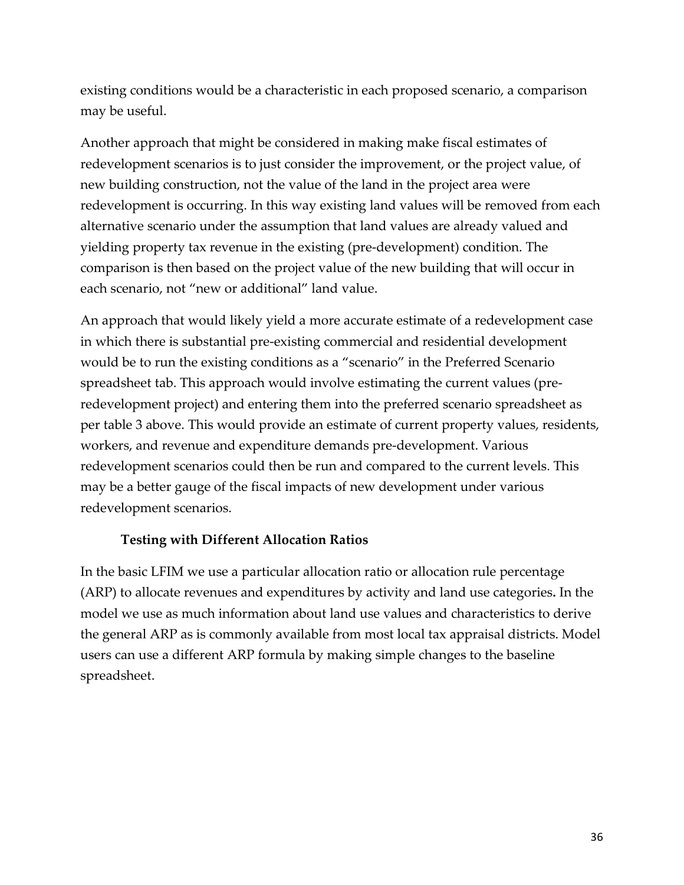existing conditions would be a characteristic in each proposed scenario, a comparison may be useful.

Another approach that might be considered in making make fiscal estimates of redevelopment scenarios is to just consider the improvement, or the project value, of new building construction, not the value of the land in the project area were redevelopment is occurring. In this way existing land values will be removed from each alternative scenario under the assumption that land values are already valued and yielding property tax revenue in the existing (pre-development) condition. The comparison is then based on the project value of the new building that will occur in each scenario, not "new or additional" land value.

An approach that would likely yield a more accurate estimate of a redevelopment case in which there is substantial pre-existing commercial and residential development would be to run the existing conditions as a "scenario" in the Preferred Scenario spreadsheet tab. This approach would involve estimating the current values (pre-redevelopment project) and entering them into the preferred scenario spreadsheet as per table 3 above. This would provide an estimate of current property values, residents, workers, and revenue and expenditure demands pre-development. Various redevelopment scenarios could then be run and compared to the current levels. This may be a better gauge of the fiscal impacts of new development under various redevelopment scenarios.

### Testing with Different Allocation Ratios

In the basic LFIM we use a particular allocation ratio or allocation rule percentage (ARP) to allocate revenues and expenditures by activity and land use categories**.** In the model we use as much information about land use values and characteristics to derive the general ARP as is commonly available from most local tax appraisal districts. Model users can use a different ARP formula by making simple changes to the baseline spreadsheet.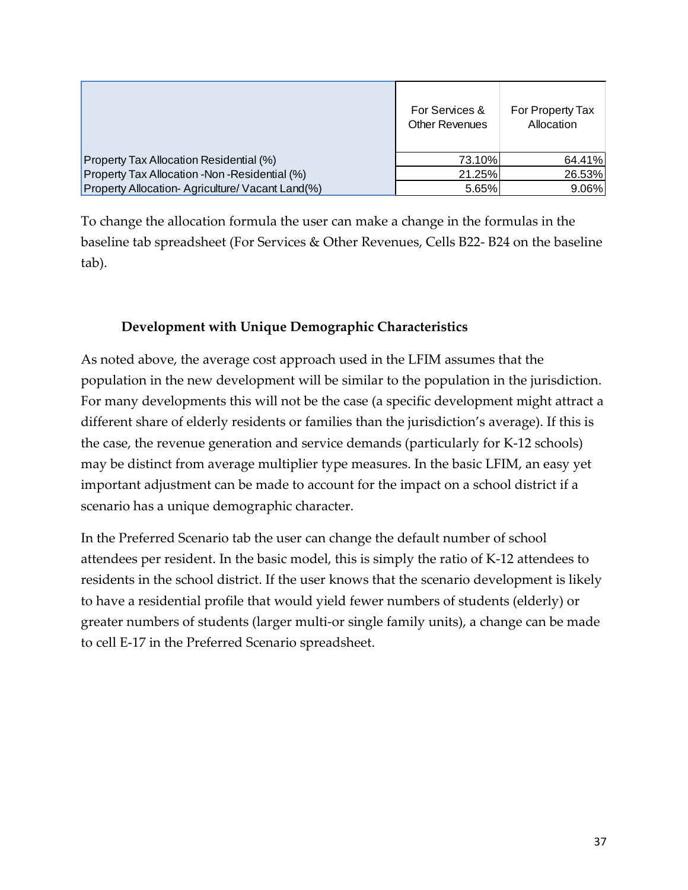| | For Services & Other Revenues | For Property Tax Allocation |
|---|---|---|
| Property Tax Allocation Residential (%) | 73.10% | 64.41% |
| Property Tax Allocation -Non -Residential (%) | 21.25% | 26.53% |
| Property Allocation- Agriculture/ Vacant Land(%) | 5.65% | 9.06% |

To change the allocation formula the user can make a change in the formulas in the baseline tab spreadsheet (For Services & Other Revenues, Cells B22- B24 on the baseline tab).

### Development with Unique Demographic Characteristics

As noted above, the average cost approach used in the LFIM assumes that the population in the new development will be similar to the population in the jurisdiction. For many developments this will not be the case (a specific development might attract a different share of elderly residents or families than the jurisdiction's average). If this is the case, the revenue generation and service demands (particularly for K-12 schools) may be distinct from average multiplier type measures. In the basic LFIM, an easy yet important adjustment can be made to account for the impact on a school district if a scenario has a unique demographic character.

In the Preferred Scenario tab the user can change the default number of school attendees per resident. In the basic model, this is simply the ratio of K-12 attendees to residents in the school district. If the user knows that the scenario development is likely to have a residential profile that would yield fewer numbers of students (elderly) or greater numbers of students (larger multi-or single family units), a change can be made to cell E-17 in the Preferred Scenario spreadsheet.